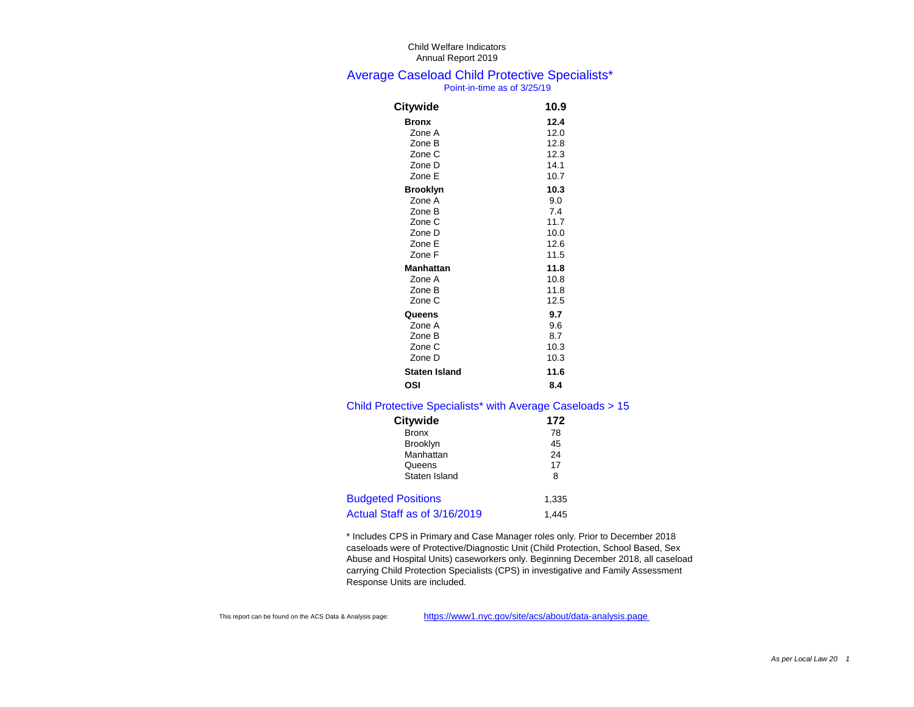Child Welfare Indicators
Annual Report 2019

## Average Caseload Child Protective Specialists*

Point-in-time as of 3/25/19

| | |
|---|---|
| **Citywide** | **10.9** |
| **Bronx** | **12.4** |
| Zone A | 12.0 |
| Zone B | 12.8 |
| Zone C | 12.3 |
| Zone D | 14.1 |
| Zone E | 10.7 |
| **Brooklyn** | **10.3** |
| Zone A | 9.0 |
| Zone B | 7.4 |
| Zone C | 11.7 |
| Zone D | 10.0 |
| Zone E | 12.6 |
| Zone F | 11.5 |
| **Manhattan** | **11.8** |
| Zone A | 10.8 |
| Zone B | 11.8 |
| Zone C | 12.5 |
| **Queens** | **9.7** |
| Zone A | 9.6 |
| Zone B | 8.7 |
| Zone C | 10.3 |
| Zone D | 10.3 |
| **Staten Island** | **11.6** |
| **OSI** | **8.4** |

## Child Protective Specialists* with Average Caseloads > 15

| | |
|---|---|
| **Citywide** | **172** |
| Bronx | 78 |
| Brooklyn | 45 |
| Manhattan | 24 |
| Queens | 17 |
| Staten Island | 8 |

| | |
|---|---|
| Budgeted Positions | 1,335 |
| Actual Staff as of 3/16/2019 | 1,445 |

* Includes CPS in Primary and Case Manager roles only. Prior to December 2018 caseloads were of Protective/Diagnostic Unit (Child Protection, School Based, Sex Abuse and Hospital Units) caseworkers only. Beginning December 2018, all caseload carrying Child Protection Specialists (CPS) in investigative and Family Assessment Response Units are included.

This report can be found on the ACS Data & Analysis page: https://www1.nyc.gov/site/acs/about/data-analysis.page

*As per Local Law 20*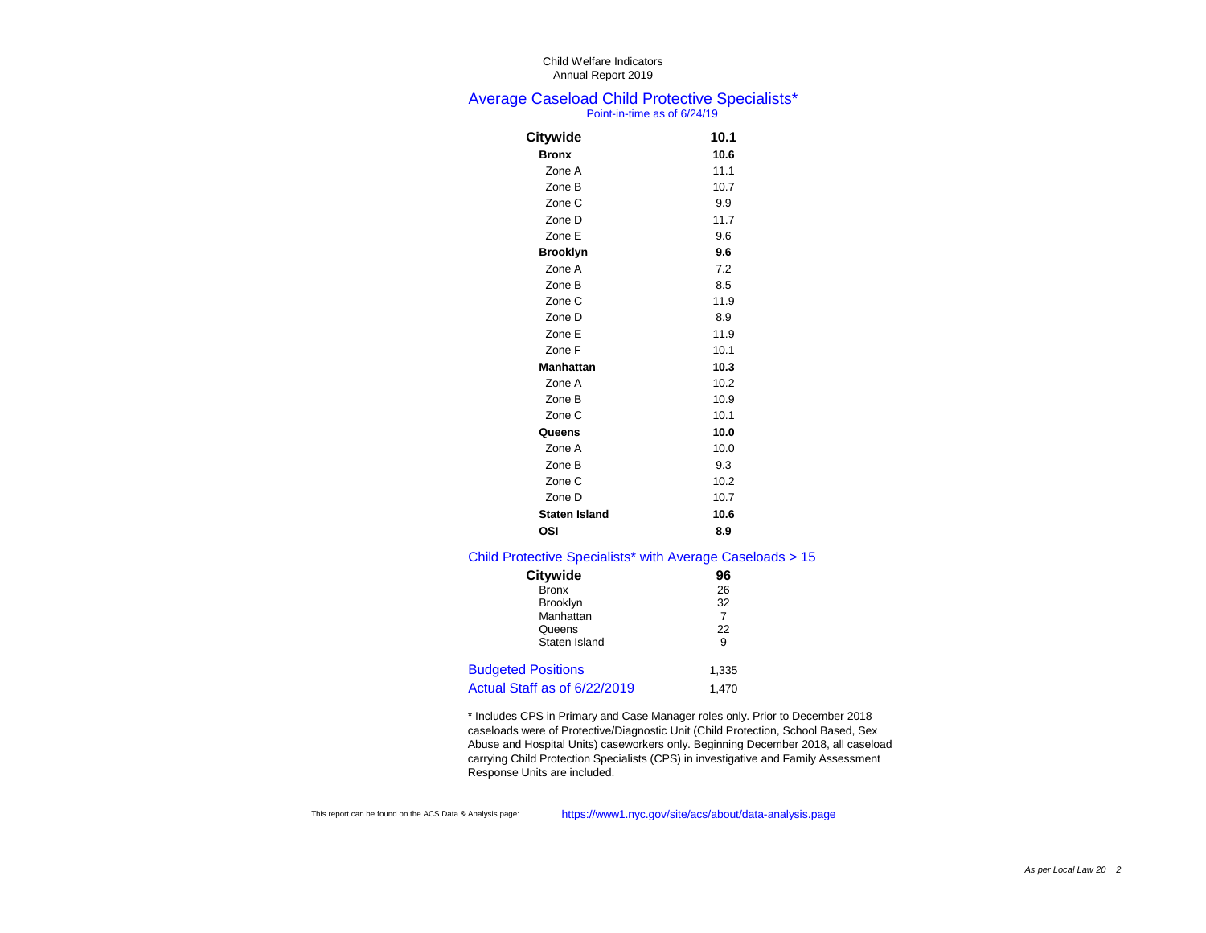Child Welfare Indicators
Annual Report 2019

## Average Caseload Child Protective Specialists*

Point-in-time as of 6/24/19

| | |
|---|---|
| **Citywide** | **10.1** |
| **Bronx** | **10.6** |
| Zone A | 11.1 |
| Zone B | 10.7 |
| Zone C | 9.9 |
| Zone D | 11.7 |
| Zone E | 9.6 |
| **Brooklyn** | **9.6** |
| Zone A | 7.2 |
| Zone B | 8.5 |
| Zone C | 11.9 |
| Zone D | 8.9 |
| Zone E | 11.9 |
| Zone F | 10.1 |
| **Manhattan** | **10.3** |
| Zone A | 10.2 |
| Zone B | 10.9 |
| Zone C | 10.1 |
| **Queens** | **10.0** |
| Zone A | 10.0 |
| Zone B | 9.3 |
| Zone C | 10.2 |
| Zone D | 10.7 |
| **Staten Island** | **10.6** |
| **OSI** | **8.9** |

## Child Protective Specialists* with Average Caseloads > 15

| | |
|---|---|
| **Citywide** | **96** |
| Bronx | 26 |
| Brooklyn | 32 |
| Manhattan | 7 |
| Queens | 22 |
| Staten Island | 9 |

| | |
|---|---|
| Budgeted Positions | 1,335 |
| Actual Staff as of 6/22/2019 | 1,470 |

* Includes CPS in Primary and Case Manager roles only. Prior to December 2018 caseloads were of Protective/Diagnostic Unit (Child Protection, School Based, Sex Abuse and Hospital Units) caseworkers only. Beginning December 2018, all caseload carrying Child Protection Specialists (CPS) in investigative and Family Assessment Response Units are included.

This report can be found on the ACS Data & Analysis page: https://www1.nyc.gov/site/acs/about/data-analysis.page

*As per Local Law 20*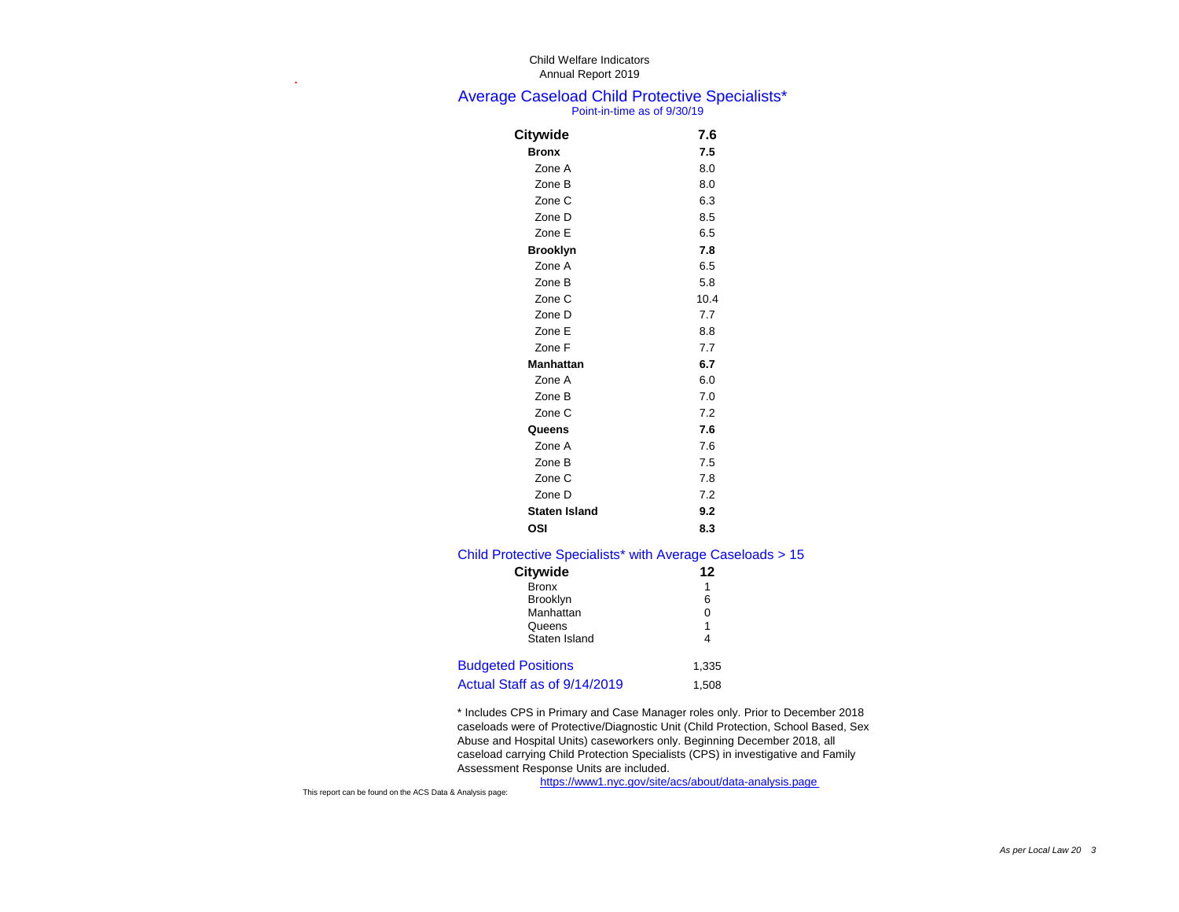Child Welfare Indicators
Annual Report 2019

## Average Caseload Child Protective Specialists*

Point-in-time as of 9/30/19

| | |
|---|---|
| **Citywide** | **7.6** |
| **Bronx** | **7.5** |
| Zone A | 8.0 |
| Zone B | 8.0 |
| Zone C | 6.3 |
| Zone D | 8.5 |
| Zone E | 6.5 |
| **Brooklyn** | **7.8** |
| Zone A | 6.5 |
| Zone B | 5.8 |
| Zone C | 10.4 |
| Zone D | 7.7 |
| Zone E | 8.8 |
| Zone F | 7.7 |
| **Manhattan** | **6.7** |
| Zone A | 6.0 |
| Zone B | 7.0 |
| Zone C | 7.2 |
| **Queens** | **7.6** |
| Zone A | 7.6 |
| Zone B | 7.5 |
| Zone C | 7.8 |
| Zone D | 7.2 |
| **Staten Island** | **9.2** |
| **OSI** | **8.3** |

## Child Protective Specialists* with Average Caseloads > 15

| | |
|---|---|
| **Citywide** | **12** |
| Bronx | 1 |
| Brooklyn | 6 |
| Manhattan | 0 |
| Queens | 1 |
| Staten Island | 4 |

| | |
|---|---|
| Budgeted Positions | 1,335 |
| Actual Staff as of 9/14/2019 | 1,508 |

* Includes CPS in Primary and Case Manager roles only. Prior to December 2018 caseloads were of Protective/Diagnostic Unit (Child Protection, School Based, Sex Abuse and Hospital Units) caseworkers only. Beginning December 2018, all caseload carrying Child Protection Specialists (CPS) in investigative and Family Assessment Response Units are included.

This report can be found on the ACS Data & Analysis page: https://www1.nyc.gov/site/acs/about/data-analysis.page

*As per Local Law 20*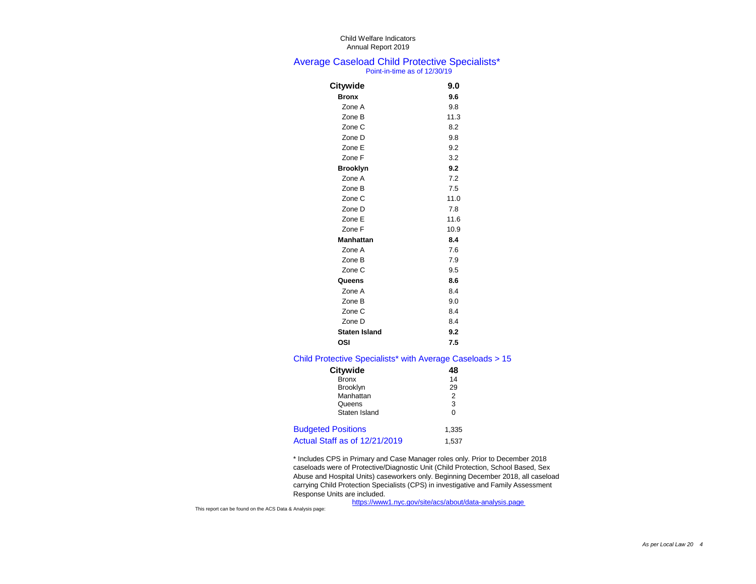Child Welfare Indicators
Annual Report 2019

## Average Caseload Child Protective Specialists*

Point-in-time as of 12/30/19

| | |
|---|---|
| **Citywide** | **9.0** |
| **Bronx** | **9.6** |
| Zone A | 9.8 |
| Zone B | 11.3 |
| Zone C | 8.2 |
| Zone D | 9.8 |
| Zone E | 9.2 |
| Zone F | 3.2 |
| **Brooklyn** | **9.2** |
| Zone A | 7.2 |
| Zone B | 7.5 |
| Zone C | 11.0 |
| Zone D | 7.8 |
| Zone E | 11.6 |
| Zone F | 10.9 |
| **Manhattan** | **8.4** |
| Zone A | 7.6 |
| Zone B | 7.9 |
| Zone C | 9.5 |
| **Queens** | **8.6** |
| Zone A | 8.4 |
| Zone B | 9.0 |
| Zone C | 8.4 |
| Zone D | 8.4 |
| **Staten Island** | **9.2** |
| **OSI** | **7.5** |

## Child Protective Specialists* with Average Caseloads > 15

| | |
|---|---|
| **Citywide** | **48** |
| Bronx | 14 |
| Brooklyn | 29 |
| Manhattan | 2 |
| Queens | 3 |
| Staten Island | 0 |

| | |
|---|---|
| Budgeted Positions | 1,335 |
| Actual Staff as of 12/21/2019 | 1,537 |

* Includes CPS in Primary and Case Manager roles only. Prior to December 2018 caseloads were of Protective/Diagnostic Unit (Child Protection, School Based, Sex Abuse and Hospital Units) caseworkers only. Beginning December 2018, all caseload carrying Child Protection Specialists (CPS) in investigative and Family Assessment Response Units are included.

This report can be found on the ACS Data & Analysis page: https://www1.nyc.gov/site/acs/about/data-analysis.page

*As per Local Law 20*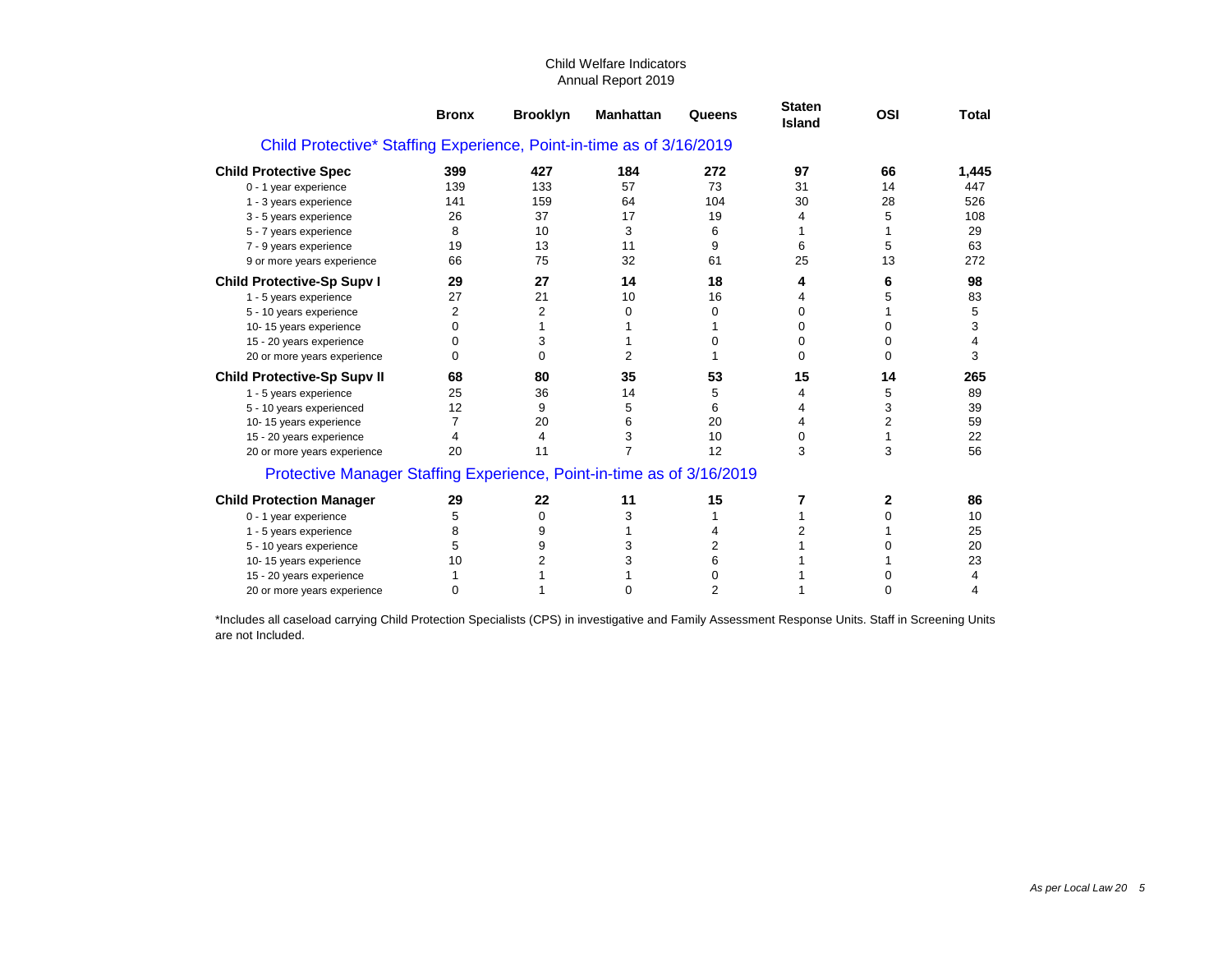Child Welfare Indicators
Annual Report 2019

| | Bronx | Brooklyn | Manhattan | Queens | Staten Island | OSI | Total |
|---|---|---|---|---|---|---|---|
| **Child Protective* Staffing Experience, Point-in-time as of 3/16/2019** | | | | | | | |
| **Child Protective Spec** | **399** | **427** | **184** | **272** | **97** | **66** | **1,445** |
| 0 - 1 year experience | 139 | 133 | 57 | 73 | 31 | 14 | 447 |
| 1 - 3 years experience | 141 | 159 | 64 | 104 | 30 | 28 | 526 |
| 3 - 5 years experience | 26 | 37 | 17 | 19 | 4 | 5 | 108 |
| 5 - 7 years experience | 8 | 10 | 3 | 6 | 1 | 1 | 29 |
| 7 - 9 years experience | 19 | 13 | 11 | 9 | 6 | 5 | 63 |
| 9 or more years experience | 66 | 75 | 32 | 61 | 25 | 13 | 272 |
| **Child Protective-Sp Supv I** | **29** | **27** | **14** | **18** | **4** | **6** | **98** |
| 1 - 5 years experience | 27 | 21 | 10 | 16 | 4 | 5 | 83 |
| 5 - 10 years experience | 2 | 2 | 0 | 0 | 0 | 1 | 5 |
| 10- 15 years experience | 0 | 1 | 1 | 1 | 0 | 0 | 3 |
| 15 - 20 years experience | 0 | 3 | 1 | 0 | 0 | 0 | 4 |
| 20 or more years experience | 0 | 0 | 2 | 1 | 0 | 0 | 3 |
| **Child Protective-Sp Supv II** | **68** | **80** | **35** | **53** | **15** | **14** | **265** |
| 1 - 5 years experience | 25 | 36 | 14 | 5 | 4 | 5 | 89 |
| 5 - 10 years experienced | 12 | 9 | 5 | 6 | 4 | 3 | 39 |
| 10- 15 years experience | 7 | 20 | 6 | 20 | 4 | 2 | 59 |
| 15 - 20 years experience | 4 | 4 | 3 | 10 | 0 | 1 | 22 |
| 20 or more years experience | 20 | 11 | 7 | 12 | 3 | 3 | 56 |
| **Protective Manager Staffing Experience, Point-in-time as of 3/16/2019** | | | | | | | |
| **Child Protection Manager** | **29** | **22** | **11** | **15** | **7** | **2** | **86** |
| 0 - 1 year experience | 5 | 0 | 3 | 1 | 1 | 0 | 10 |
| 1 - 5 years experience | 8 | 9 | 1 | 4 | 2 | 1 | 25 |
| 5 - 10 years experience | 5 | 9 | 3 | 2 | 1 | 0 | 20 |
| 10- 15 years experience | 10 | 2 | 3 | 6 | 1 | 1 | 23 |
| 15 - 20 years experience | 1 | 1 | 1 | 0 | 1 | 0 | 4 |
| 20 or more years experience | 0 | 1 | 0 | 2 | 1 | 0 | 4 |

*Includes all caseload carrying Child Protection Specialists (CPS) in investigative and Family Assessment Response Units. Staff in Screening Units are not Included.

*As per Local Law 20*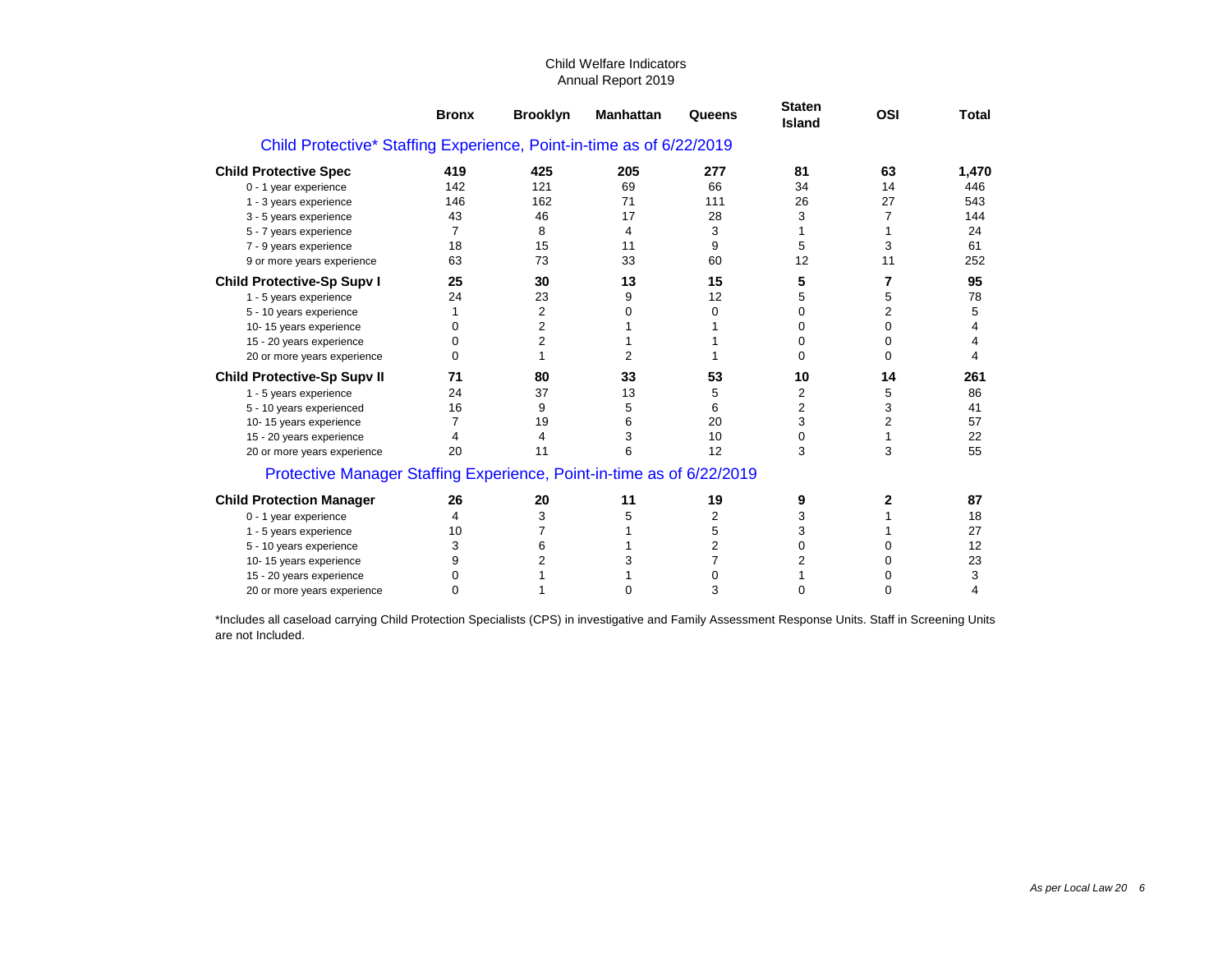Child Welfare Indicators
Annual Report 2019

| | Bronx | Brooklyn | Manhattan | Queens | Staten Island | OSI | Total |
|---|---|---|---|---|---|---|---|
| **Child Protective\* Staffing Experience, Point-in-time as of 6/22/2019** | | | | | | | |
| **Child Protective Spec** | **419** | **425** | **205** | **277** | **81** | **63** | **1,470** |
| 0 - 1 year experience | 142 | 121 | 69 | 66 | 34 | 14 | 446 |
| 1 - 3 years experience | 146 | 162 | 71 | 111 | 26 | 27 | 543 |
| 3 - 5 years experience | 43 | 46 | 17 | 28 | 3 | 7 | 144 |
| 5 - 7 years experience | 7 | 8 | 4 | 3 | 1 | 1 | 24 |
| 7 - 9 years experience | 18 | 15 | 11 | 9 | 5 | 3 | 61 |
| 9 or more years experience | 63 | 73 | 33 | 60 | 12 | 11 | 252 |
| **Child Protective-Sp Supv I** | **25** | **30** | **13** | **15** | **5** | **7** | **95** |
| 1 - 5 years experience | 24 | 23 | 9 | 12 | 5 | 5 | 78 |
| 5 - 10 years experience | 1 | 2 | 0 | 0 | 0 | 2 | 5 |
| 10- 15 years experience | 0 | 2 | 1 | 1 | 0 | 0 | 4 |
| 15 - 20 years experience | 0 | 2 | 1 | 1 | 0 | 0 | 4 |
| 20 or more years experience | 0 | 1 | 2 | 1 | 0 | 0 | 4 |
| **Child Protective-Sp Supv II** | **71** | **80** | **33** | **53** | **10** | **14** | **261** |
| 1 - 5 years experience | 24 | 37 | 13 | 5 | 2 | 5 | 86 |
| 5 - 10 years experienced | 16 | 9 | 5 | 6 | 2 | 3 | 41 |
| 10- 15 years experience | 7 | 19 | 6 | 20 | 3 | 2 | 57 |
| 15 - 20 years experience | 4 | 4 | 3 | 10 | 0 | 1 | 22 |
| 20 or more years experience | 20 | 11 | 6 | 12 | 3 | 3 | 55 |
| **Protective Manager Staffing Experience, Point-in-time as of 6/22/2019** | | | | | | | |
| **Child Protection Manager** | **26** | **20** | **11** | **19** | **9** | **2** | **87** |
| 0 - 1 year experience | 4 | 3 | 5 | 2 | 3 | 1 | 18 |
| 1 - 5 years experience | 10 | 7 | 1 | 5 | 3 | 1 | 27 |
| 5 - 10 years experience | 3 | 6 | 1 | 2 | 0 | 0 | 12 |
| 10- 15 years experience | 9 | 2 | 3 | 7 | 2 | 0 | 23 |
| 15 - 20 years experience | 0 | 1 | 1 | 0 | 1 | 0 | 3 |
| 20 or more years experience | 0 | 1 | 0 | 3 | 0 | 0 | 4 |

*Includes all caseload carrying Child Protection Specialists (CPS) in investigative and Family Assessment Response Units. Staff in Screening Units are not Included.

*As per Local Law 20*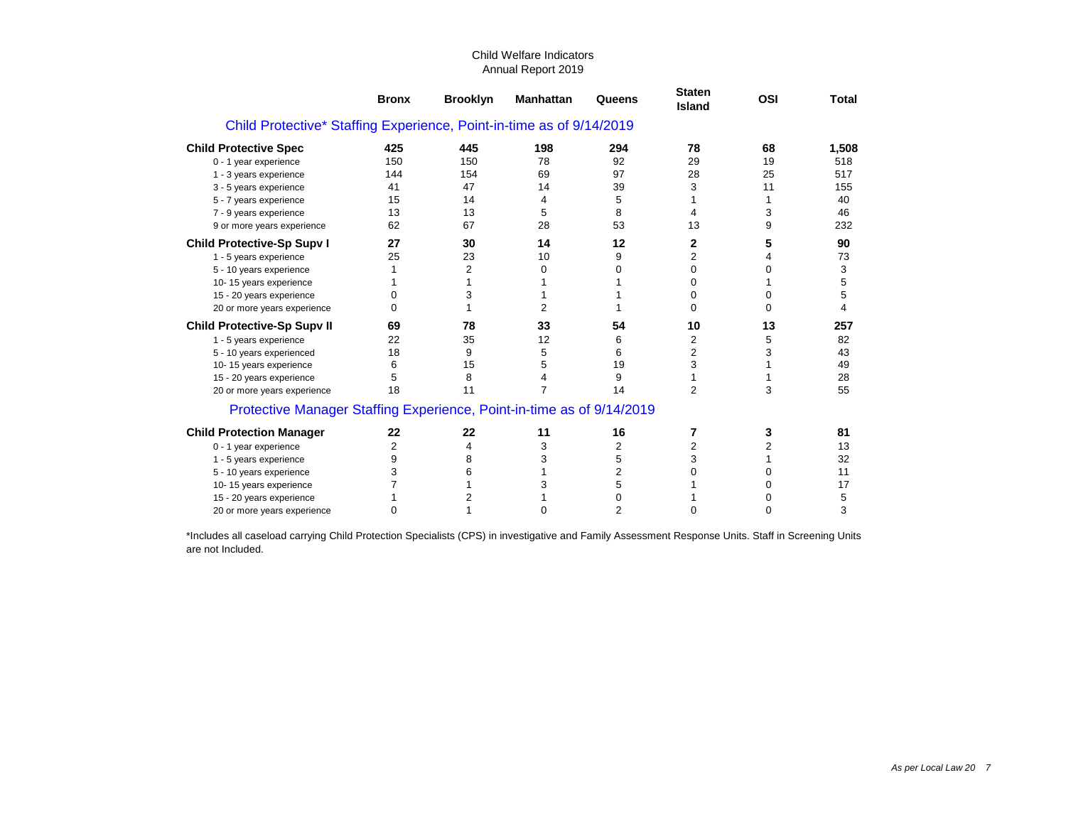Child Welfare Indicators
Annual Report 2019

| | Bronx | Brooklyn | Manhattan | Queens | Staten Island | OSI | Total |
|---|---|---|---|---|---|---|---|
| **Child Protective* Staffing Experience, Point-in-time as of 9/14/2019** | | | | | | | |
| **Child Protective Spec** | **425** | **445** | **198** | **294** | **78** | **68** | **1,508** |
| 0 - 1 year experience | 150 | 150 | 78 | 92 | 29 | 19 | 518 |
| 1 - 3 years experience | 144 | 154 | 69 | 97 | 28 | 25 | 517 |
| 3 - 5 years experience | 41 | 47 | 14 | 39 | 3 | 11 | 155 |
| 5 - 7 years experience | 15 | 14 | 4 | 5 | 1 | 1 | 40 |
| 7 - 9 years experience | 13 | 13 | 5 | 8 | 4 | 3 | 46 |
| 9 or more years experience | 62 | 67 | 28 | 53 | 13 | 9 | 232 |
| **Child Protective-Sp Supv I** | **27** | **30** | **14** | **12** | **2** | **5** | **90** |
| 1 - 5 years experience | 25 | 23 | 10 | 9 | 2 | 4 | 73 |
| 5 - 10 years experience | 1 | 2 | 0 | 0 | 0 | 0 | 3 |
| 10- 15 years experience | 1 | 1 | 1 | 1 | 0 | 1 | 5 |
| 15 - 20 years experience | 0 | 3 | 1 | 1 | 0 | 0 | 5 |
| 20 or more years experience | 0 | 1 | 2 | 1 | 0 | 0 | 4 |
| **Child Protective-Sp Supv II** | **69** | **78** | **33** | **54** | **10** | **13** | **257** |
| 1 - 5 years experience | 22 | 35 | 12 | 6 | 2 | 5 | 82 |
| 5 - 10 years experienced | 18 | 9 | 5 | 6 | 2 | 3 | 43 |
| 10- 15 years experience | 6 | 15 | 5 | 19 | 3 | 1 | 49 |
| 15 - 20 years experience | 5 | 8 | 4 | 9 | 1 | 1 | 28 |
| 20 or more years experience | 18 | 11 | 7 | 14 | 2 | 3 | 55 |
| **Protective Manager Staffing Experience, Point-in-time as of 9/14/2019** | | | | | | | |
| **Child Protection Manager** | **22** | **22** | **11** | **16** | **7** | **3** | **81** |
| 0 - 1 year experience | 2 | 4 | 3 | 2 | 2 | 2 | 13 |
| 1 - 5 years experience | 9 | 8 | 3 | 5 | 3 | 1 | 32 |
| 5 - 10 years experience | 3 | 6 | 1 | 2 | 0 | 0 | 11 |
| 10- 15 years experience | 7 | 1 | 3 | 5 | 1 | 0 | 17 |
| 15 - 20 years experience | 1 | 2 | 1 | 0 | 1 | 0 | 5 |
| 20 or more years experience | 0 | 1 | 0 | 2 | 0 | 0 | 3 |

*Includes all caseload carrying Child Protection Specialists (CPS) in investigative and Family Assessment Response Units. Staff in Screening Units are not Included.

*As per Local Law 20*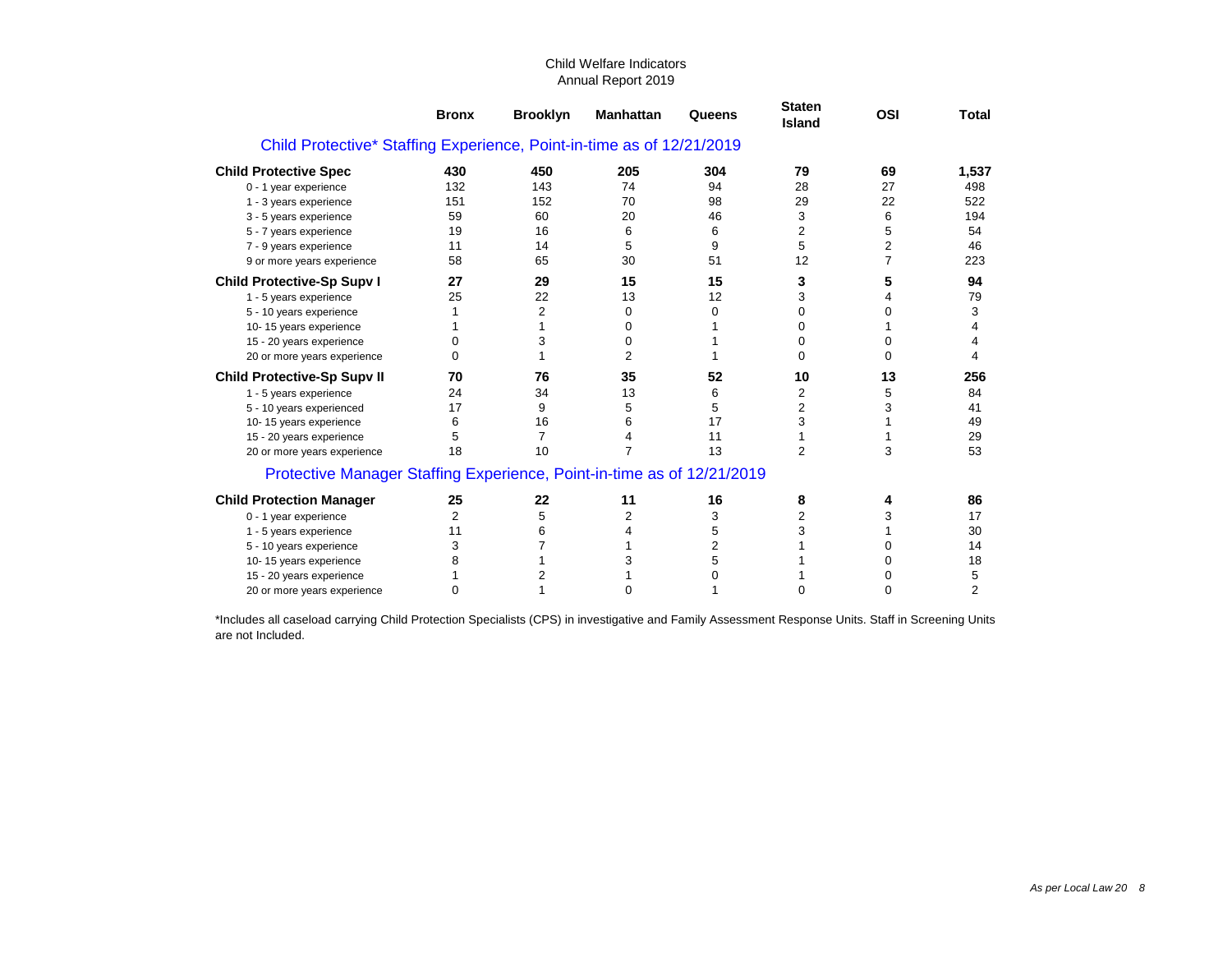Child Welfare Indicators
Annual Report 2019

| | Bronx | Brooklyn | Manhattan | Queens | Staten Island | OSI | Total |
|---|---|---|---|---|---|---|---|
| **Child Protective\* Staffing Experience, Point-in-time as of 12/21/2019** | | | | | | | |
| **Child Protective Spec** | **430** | **450** | **205** | **304** | **79** | **69** | **1,537** |
| 0 - 1 year experience | 132 | 143 | 74 | 94 | 28 | 27 | 498 |
| 1 - 3 years experience | 151 | 152 | 70 | 98 | 29 | 22 | 522 |
| 3 - 5 years experience | 59 | 60 | 20 | 46 | 3 | 6 | 194 |
| 5 - 7 years experience | 19 | 16 | 6 | 6 | 2 | 5 | 54 |
| 7 - 9 years experience | 11 | 14 | 5 | 9 | 5 | 2 | 46 |
| 9 or more years experience | 58 | 65 | 30 | 51 | 12 | 7 | 223 |
| **Child Protective-Sp Supv I** | **27** | **29** | **15** | **15** | **3** | **5** | **94** |
| 1 - 5 years experience | 25 | 22 | 13 | 12 | 3 | 4 | 79 |
| 5 - 10 years experience | 1 | 2 | 0 | 0 | 0 | 0 | 3 |
| 10- 15 years experience | 1 | 1 | 0 | 1 | 0 | 1 | 4 |
| 15 - 20 years experience | 0 | 3 | 0 | 1 | 0 | 0 | 4 |
| 20 or more years experience | 0 | 1 | 2 | 1 | 0 | 0 | 4 |
| **Child Protective-Sp Supv II** | **70** | **76** | **35** | **52** | **10** | **13** | **256** |
| 1 - 5 years experience | 24 | 34 | 13 | 6 | 2 | 5 | 84 |
| 5 - 10 years experienced | 17 | 9 | 5 | 5 | 2 | 3 | 41 |
| 10- 15 years experience | 6 | 16 | 6 | 17 | 3 | 1 | 49 |
| 15 - 20 years experience | 5 | 7 | 4 | 11 | 1 | 1 | 29 |
| 20 or more years experience | 18 | 10 | 7 | 13 | 2 | 3 | 53 |
| **Protective Manager Staffing Experience, Point-in-time as of 12/21/2019** | | | | | | | |
| **Child Protection Manager** | **25** | **22** | **11** | **16** | **8** | **4** | **86** |
| 0 - 1 year experience | 2 | 5 | 2 | 3 | 2 | 3 | 17 |
| 1 - 5 years experience | 11 | 6 | 4 | 5 | 3 | 1 | 30 |
| 5 - 10 years experience | 3 | 7 | 1 | 2 | 1 | 0 | 14 |
| 10- 15 years experience | 8 | 1 | 3 | 5 | 1 | 0 | 18 |
| 15 - 20 years experience | 1 | 2 | 1 | 0 | 1 | 0 | 5 |
| 20 or more years experience | 0 | 1 | 0 | 1 | 0 | 0 | 2 |

*Includes all caseload carrying Child Protection Specialists (CPS) in investigative and Family Assessment Response Units. Staff in Screening Units are not Included.

*As per Local Law 20*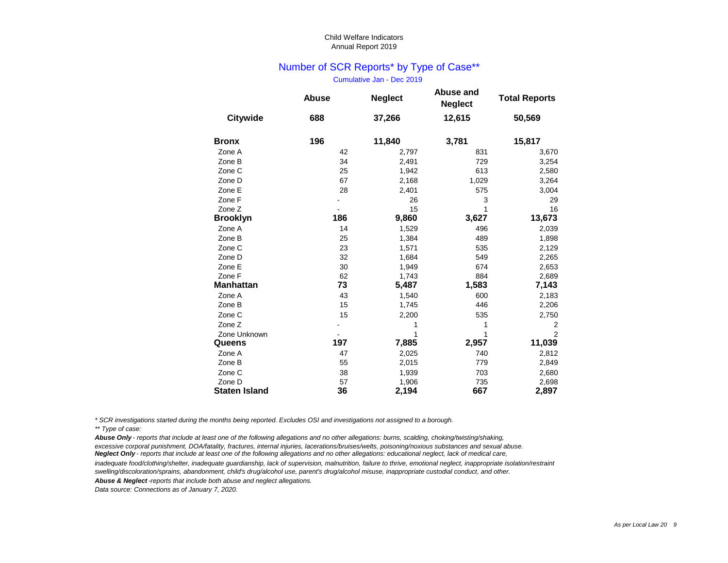Child Welfare Indicators
Annual Report 2019

## Number of SCR Reports* by Type of Case**

Cumulative Jan - Dec 2019

| | Abuse | Neglect | Abuse and Neglect | Total Reports |
|---|---|---|---|---|
| **Citywide** | **688** | **37,266** | **12,615** | **50,569** |
| **Bronx** | **196** | **11,840** | **3,781** | **15,817** |
| Zone A | 42 | 2,797 | 831 | 3,670 |
| Zone B | 34 | 2,491 | 729 | 3,254 |
| Zone C | 25 | 1,942 | 613 | 2,580 |
| Zone D | 67 | 2,168 | 1,029 | 3,264 |
| Zone E | 28 | 2,401 | 575 | 3,004 |
| Zone F | - | 26 | 3 | 29 |
| Zone Z | - | 15 | 1 | 16 |
| **Brooklyn** | **186** | **9,860** | **3,627** | **13,673** |
| Zone A | 14 | 1,529 | 496 | 2,039 |
| Zone B | 25 | 1,384 | 489 | 1,898 |
| Zone C | 23 | 1,571 | 535 | 2,129 |
| Zone D | 32 | 1,684 | 549 | 2,265 |
| Zone E | 30 | 1,949 | 674 | 2,653 |
| Zone F | 62 | 1,743 | 884 | 2,689 |
| **Manhattan** | **73** | **5,487** | **1,583** | **7,143** |
| Zone A | 43 | 1,540 | 600 | 2,183 |
| Zone B | 15 | 1,745 | 446 | 2,206 |
| Zone C | 15 | 2,200 | 535 | 2,750 |
| Zone Z | - | 1 | 1 | 2 |
| Zone Unknown | - | 1 | 1 | 2 |
| **Queens** | **197** | **7,885** | **2,957** | **11,039** |
| Zone A | 47 | 2,025 | 740 | 2,812 |
| Zone B | 55 | 2,015 | 779 | 2,849 |
| Zone C | 38 | 1,939 | 703 | 2,680 |
| Zone D | 57 | 1,906 | 735 | 2,698 |
| **Staten Island** | **36** | **2,194** | **667** | **2,897** |

*\* SCR investigations started during the months being reported. Excludes OSI and investigations not assigned to a borough.*

*\*\* Type of case:*

***Abuse Only*** *- reports that include at least one of the following allegations and no other allegations: burns, scalding, choking/twisting/shaking, excessive corporal punishment, DOA/fatality, fractures, internal injuries, lacerations/bruises/welts, poisoning/noxious substances and sexual abuse.*

***Neglect Only*** *- reports that include at least one of the following allegations and no other allegations: educational neglect, lack of medical care, inadequate food/clothing/shelter, inadequate guardianship, lack of supervision, malnutrition, failure to thrive, emotional neglect, inappropriate isolation/restraint swelling/discoloration/sprains, abandonment, child's drug/alcohol use, parent's drug/alcohol misuse, inappropriate custodial conduct, and other.*

***Abuse & Neglect*** *-reports that include both abuse and neglect allegations.*

*Data source: Connections as of January 7, 2020.*

*As per Local Law 20*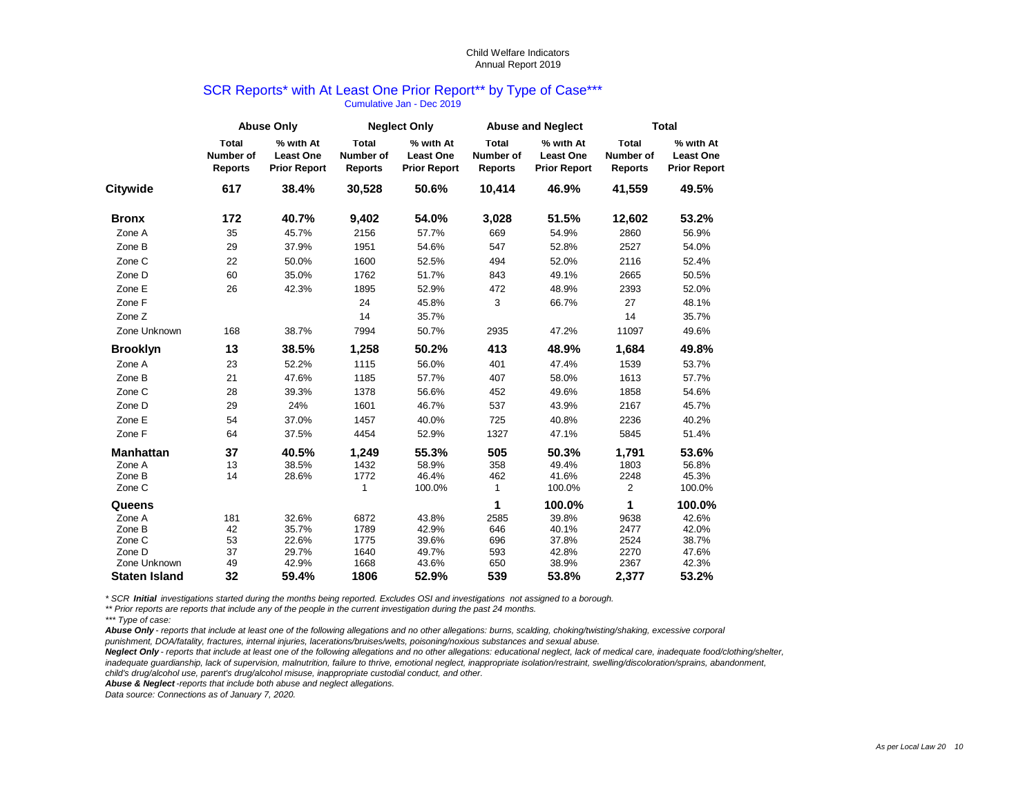Child Welfare Indicators
Annual Report 2019

## SCR Reports* with At Least One Prior Report** by Type of Case***

Cumulative Jan - Dec 2019

| | Abuse Only | | Neglect Only | | Abuse and Neglect | | Total | |
|---|---|---|---|---|---|---|---|---|
| | Total Number of Reports | % with At Least One Prior Report | Total Number of Reports | % with At Least One Prior Report | Total Number of Reports | % with At Least One Prior Report | Total Number of Reports | % with At Least One Prior Report |
| **Citywide** | **617** | **38.4%** | **30,528** | **50.6%** | **10,414** | **46.9%** | **41,559** | **49.5%** |
| **Bronx** | **172** | **40.7%** | **9,402** | **54.0%** | **3,028** | **51.5%** | **12,602** | **53.2%** |
| Zone A | 35 | 45.7% | 2156 | 57.7% | 669 | 54.9% | 2860 | 56.9% |
| Zone B | 29 | 37.9% | 1951 | 54.6% | 547 | 52.8% | 2527 | 54.0% |
| Zone C | 22 | 50.0% | 1600 | 52.5% | 494 | 52.0% | 2116 | 52.4% |
| Zone D | 60 | 35.0% | 1762 | 51.7% | 843 | 49.1% | 2665 | 50.5% |
| Zone E | 26 | 42.3% | 1895 | 52.9% | 472 | 48.9% | 2393 | 52.0% |
| Zone F | | | 24 | 45.8% | 3 | 66.7% | 27 | 48.1% |
| Zone Z | | | 14 | 35.7% | | | 14 | 35.7% |
| Zone Unknown | 168 | 38.7% | 7994 | 50.7% | 2935 | 47.2% | 11097 | 49.6% |
| **Brooklyn** | **13** | **38.5%** | **1,258** | **50.2%** | **413** | **48.9%** | **1,684** | **49.8%** |
| Zone A | 23 | 52.2% | 1115 | 56.0% | 401 | 47.4% | 1539 | 53.7% |
| Zone B | 21 | 47.6% | 1185 | 57.7% | 407 | 58.0% | 1613 | 57.7% |
| Zone C | 28 | 39.3% | 1378 | 56.6% | 452 | 49.6% | 1858 | 54.6% |
| Zone D | 29 | 24% | 1601 | 46.7% | 537 | 43.9% | 2167 | 45.7% |
| Zone E | 54 | 37.0% | 1457 | 40.0% | 725 | 40.8% | 2236 | 40.2% |
| Zone F | 64 | 37.5% | 4454 | 52.9% | 1327 | 47.1% | 5845 | 51.4% |
| **Manhattan** | **37** | **40.5%** | **1,249** | **55.3%** | **505** | **50.3%** | **1,791** | **53.6%** |
| Zone A | 13 | 38.5% | 1432 | 58.9% | 358 | 49.4% | 1803 | 56.8% |
| Zone B | 14 | 28.6% | 1772 | 46.4% | 462 | 41.6% | 2248 | 45.3% |
| Zone C | | | 1 | 100.0% | 1 | 100.0% | 2 | 100.0% |
| **Queens** | | | | | **1** | **100.0%** | **1** | **100.0%** |
| Zone A | 181 | 32.6% | 6872 | 43.8% | 2585 | 39.8% | 9638 | 42.6% |
| Zone B | 42 | 35.7% | 1789 | 42.9% | 646 | 40.1% | 2477 | 42.0% |
| Zone C | 53 | 22.6% | 1775 | 39.6% | 696 | 37.8% | 2524 | 38.7% |
| Zone D | 37 | 29.7% | 1640 | 49.7% | 593 | 42.8% | 2270 | 47.6% |
| Zone Unknown | 49 | 42.9% | 1668 | 43.6% | 650 | 38.9% | 2367 | 42.3% |
| **Staten Island** | **32** | **59.4%** | **1806** | **52.9%** | **539** | **53.8%** | **2,377** | **53.2%** |

*\* SCR **Initial** investigations started during the months being reported. Excludes OSI and investigations not assigned to a borough.*

*\*\* Prior reports are reports that include any of the people in the current investigation during the past 24 months.*

*\*\*\* Type of case:*

***Abuse Only** - reports that include at least one of the following allegations and no other allegations: burns, scalding, choking/twisting/shaking, excessive corporal punishment, DOA/fatality, fractures, internal injuries, lacerations/bruises/welts, poisoning/noxious substances and sexual abuse.*

***Neglect Only** - reports that include at least one of the following allegations and no other allegations: educational neglect, lack of medical care, inadequate food/clothing/shelter, inadequate guardianship, lack of supervision, malnutrition, failure to thrive, emotional neglect, inappropriate isolation/restraint, swelling/discoloration/sprains, abandonment, child's drug/alcohol use, parent's drug/alcohol misuse, inappropriate custodial conduct, and other.*

***Abuse & Neglect** -reports that include both abuse and neglect allegations.*

*Data source: Connections as of January 7, 2020.*

*As per Local Law 20*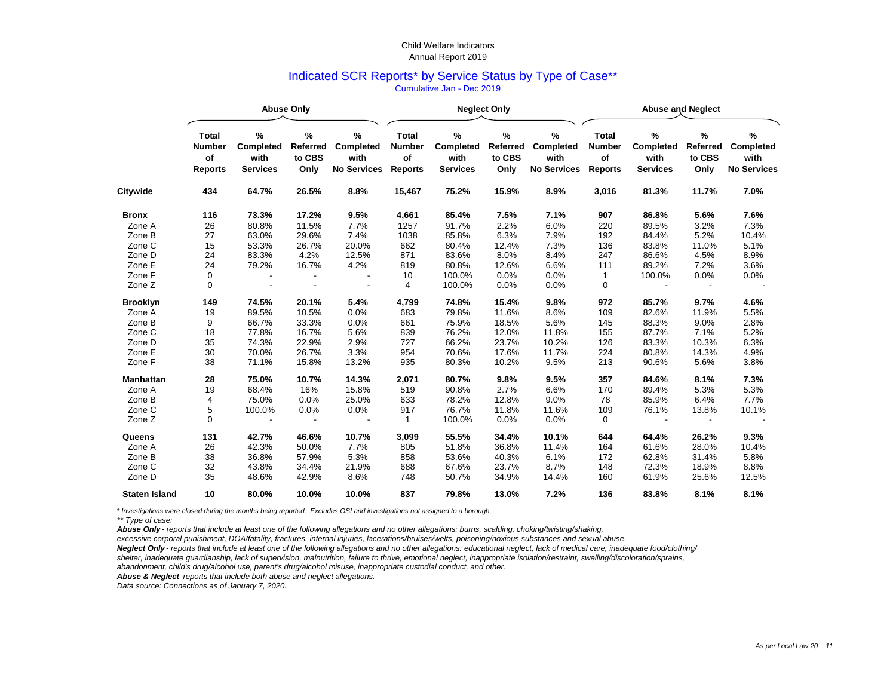Child Welfare Indicators
Annual Report 2019

## Indicated SCR Reports* by Service Status by Type of Case**

Cumulative Jan - Dec 2019

| | Abuse Only | | | | Neglect Only | | | | Abuse and Neglect | | | |
|---|---|---|---|---|---|---|---|---|---|---|---|---|
| | Total Number of Reports | % Completed with Services | % Referred to CBS Only | % Completed with No Services | Total Number of Reports | % Completed with Services | % Referred to CBS Only | % Completed with No Services | Total Number of Reports | % Completed with Services | % Referred to CBS Only | % Completed with No Services |
| **Citywide** | **434** | **64.7%** | **26.5%** | **8.8%** | **15,467** | **75.2%** | **15.9%** | **8.9%** | **3,016** | **81.3%** | **11.7%** | **7.0%** |
| **Bronx** | **116** | **73.3%** | **17.2%** | **9.5%** | **4,661** | **85.4%** | **7.5%** | **7.1%** | **907** | **86.8%** | **5.6%** | **7.6%** |
| Zone A | 26 | 80.8% | 11.5% | 7.7% | 1257 | 91.7% | 2.2% | 6.0% | 220 | 89.5% | 3.2% | 7.3% |
| Zone B | 27 | 63.0% | 29.6% | 7.4% | 1038 | 85.8% | 6.3% | 7.9% | 192 | 84.4% | 5.2% | 10.4% |
| Zone C | 15 | 53.3% | 26.7% | 20.0% | 662 | 80.4% | 12.4% | 7.3% | 136 | 83.8% | 11.0% | 5.1% |
| Zone D | 24 | 83.3% | 4.2% | 12.5% | 871 | 83.6% | 8.0% | 8.4% | 247 | 86.6% | 4.5% | 8.9% |
| Zone E | 24 | 79.2% | 16.7% | 4.2% | 819 | 80.8% | 12.6% | 6.6% | 111 | 89.2% | 7.2% | 3.6% |
| Zone F | 0 | - | - | - | 10 | 100.0% | 0.0% | 0.0% | 1 | 100.0% | 0.0% | 0.0% |
| Zone Z | 0 | - | - | - | 4 | 100.0% | 0.0% | 0.0% | 0 | - | - | - |
| **Brooklyn** | **149** | **74.5%** | **20.1%** | **5.4%** | **4,799** | **74.8%** | **15.4%** | **9.8%** | **972** | **85.7%** | **9.7%** | **4.6%** |
| Zone A | 19 | 89.5% | 10.5% | 0.0% | 683 | 79.8% | 11.6% | 8.6% | 109 | 82.6% | 11.9% | 5.5% |
| Zone B | 9 | 66.7% | 33.3% | 0.0% | 661 | 75.9% | 18.5% | 5.6% | 145 | 88.3% | 9.0% | 2.8% |
| Zone C | 18 | 77.8% | 16.7% | 5.6% | 839 | 76.2% | 12.0% | 11.8% | 155 | 87.7% | 7.1% | 5.2% |
| Zone D | 35 | 74.3% | 22.9% | 2.9% | 727 | 66.2% | 23.7% | 10.2% | 126 | 83.3% | 10.3% | 6.3% |
| Zone E | 30 | 70.0% | 26.7% | 3.3% | 954 | 70.6% | 17.6% | 11.7% | 224 | 80.8% | 14.3% | 4.9% |
| Zone F | 38 | 71.1% | 15.8% | 13.2% | 935 | 80.3% | 10.2% | 9.5% | 213 | 90.6% | 5.6% | 3.8% |
| **Manhattan** | **28** | **75.0%** | **10.7%** | **14.3%** | **2,071** | **80.7%** | **9.8%** | **9.5%** | **357** | **84.6%** | **8.1%** | **7.3%** |
| Zone A | 19 | 68.4% | 16% | 15.8% | 519 | 90.8% | 2.7% | 6.6% | 170 | 89.4% | 5.3% | 5.3% |
| Zone B | 4 | 75.0% | 0.0% | 25.0% | 633 | 78.2% | 12.8% | 9.0% | 78 | 85.9% | 6.4% | 7.7% |
| Zone C | 5 | 100.0% | 0.0% | 0.0% | 917 | 76.7% | 11.8% | 11.6% | 109 | 76.1% | 13.8% | 10.1% |
| Zone Z | 0 | - | - | - | 1 | 100.0% | 0.0% | 0.0% | 0 | - | - | - |
| **Queens** | **131** | **42.7%** | **46.6%** | **10.7%** | **3,099** | **55.5%** | **34.4%** | **10.1%** | **644** | **64.4%** | **26.2%** | **9.3%** |
| Zone A | 26 | 42.3% | 50.0% | 7.7% | 805 | 51.8% | 36.8% | 11.4% | 164 | 61.6% | 28.0% | 10.4% |
| Zone B | 38 | 36.8% | 57.9% | 5.3% | 858 | 53.6% | 40.3% | 6.1% | 172 | 62.8% | 31.4% | 5.8% |
| Zone C | 32 | 43.8% | 34.4% | 21.9% | 688 | 67.6% | 23.7% | 8.7% | 148 | 72.3% | 18.9% | 8.8% |
| Zone D | 35 | 48.6% | 42.9% | 8.6% | 748 | 50.7% | 34.9% | 14.4% | 160 | 61.9% | 25.6% | 12.5% |
| **Staten Island** | **10** | **80.0%** | **10.0%** | **10.0%** | **837** | **79.8%** | **13.0%** | **7.2%** | **136** | **83.8%** | **8.1%** | **8.1%** |

*\* Investigations were closed during the months being reported. Excludes OSI and investigations not assigned to a borough.*

*\*\* Type of case:*

***Abuse Only*** *- reports that include at least one of the following allegations and no other allegations: burns, scalding, choking/twisting/shaking, excessive corporal punishment, DOA/fatality, fractures, internal injuries, lacerations/bruises/welts, poisoning/noxious substances and sexual abuse.*

***Neglect Only*** *- reports that include at least one of the following allegations and no other allegations: educational neglect, lack of medical care, inadequate food/clothing/ shelter, inadequate guardianship, lack of supervision, malnutrition, failure to thrive, emotional neglect, inappropriate isolation/restraint, swelling/discoloration/sprains, abandonment, child's drug/alcohol use, parent's drug/alcohol misuse, inappropriate custodial conduct, and other.*

***Abuse & Neglect*** *-reports that include both abuse and neglect allegations.*

*Data source: Connections as of January 7, 2020.*

*As per Local Law 20*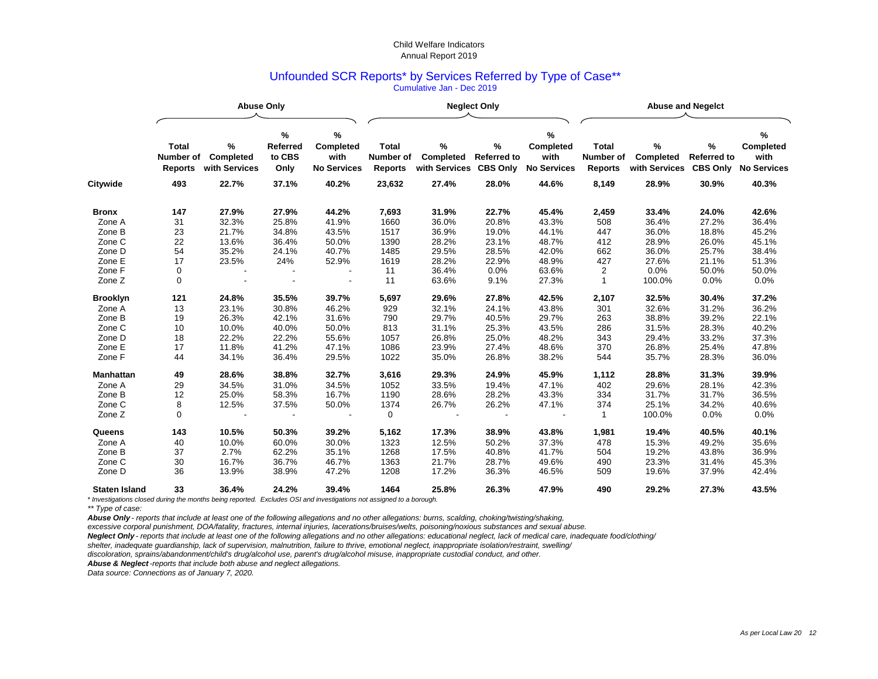Child Welfare Indicators
Annual Report 2019

## Unfounded SCR Reports* by Services Referred by Type of Case**

Cumulative Jan - Dec 2019

| | Abuse Only | | | | Neglect Only | | | | Abuse and Negelct | | | |
|---|---|---|---|---|---|---|---|---|---|---|---|---|
| | Total Number of Reports | % Completed with Services | % Referred to CBS Only | % Completed with No Services | Total Number of Reports | % Completed with Services | % Referred to CBS Only | % Completed with No Services | Total Number of Reports | % Completed with Services | % Referred to CBS Only | % Completed with No Services |
| **Citywide** | **493** | **22.7%** | **37.1%** | **40.2%** | **23,632** | **27.4%** | **28.0%** | **44.6%** | **8,149** | **28.9%** | **30.9%** | **40.3%** |
| **Bronx** | **147** | **27.9%** | **27.9%** | **44.2%** | **7,693** | **31.9%** | **22.7%** | **45.4%** | **2,459** | **33.4%** | **24.0%** | **42.6%** |
| Zone A | 31 | 32.3% | 25.8% | 41.9% | 1660 | 36.0% | 20.8% | 43.3% | 508 | 36.4% | 27.2% | 36.4% |
| Zone B | 23 | 21.7% | 34.8% | 43.5% | 1517 | 36.9% | 19.0% | 44.1% | 447 | 36.0% | 18.8% | 45.2% |
| Zone C | 22 | 13.6% | 36.4% | 50.0% | 1390 | 28.2% | 23.1% | 48.7% | 412 | 28.9% | 26.0% | 45.1% |
| Zone D | 54 | 35.2% | 24.1% | 40.7% | 1485 | 29.5% | 28.5% | 42.0% | 662 | 36.0% | 25.7% | 38.4% |
| Zone E | 17 | 23.5% | 24% | 52.9% | 1619 | 28.2% | 22.9% | 48.9% | 427 | 27.6% | 21.1% | 51.3% |
| Zone F | 0 | - | - | - | 11 | 36.4% | 0.0% | 63.6% | 2 | 0.0% | 50.0% | 50.0% |
| Zone Z | 0 | - | - | - | 11 | 63.6% | 9.1% | 27.3% | 1 | 100.0% | 0.0% | 0.0% |
| **Brooklyn** | **121** | **24.8%** | **35.5%** | **39.7%** | **5,697** | **29.6%** | **27.8%** | **42.5%** | **2,107** | **32.5%** | **30.4%** | **37.2%** |
| Zone A | 13 | 23.1% | 30.8% | 46.2% | 929 | 32.1% | 24.1% | 43.8% | 301 | 32.6% | 31.2% | 36.2% |
| Zone B | 19 | 26.3% | 42.1% | 31.6% | 790 | 29.7% | 40.5% | 29.7% | 263 | 38.8% | 39.2% | 22.1% |
| Zone C | 10 | 10.0% | 40.0% | 50.0% | 813 | 31.1% | 25.3% | 43.5% | 286 | 31.5% | 28.3% | 40.2% |
| Zone D | 18 | 22.2% | 22.2% | 55.6% | 1057 | 26.8% | 25.0% | 48.2% | 343 | 29.4% | 33.2% | 37.3% |
| Zone E | 17 | 11.8% | 41.2% | 47.1% | 1086 | 23.9% | 27.4% | 48.6% | 370 | 26.8% | 25.4% | 47.8% |
| Zone F | 44 | 34.1% | 36.4% | 29.5% | 1022 | 35.0% | 26.8% | 38.2% | 544 | 35.7% | 28.3% | 36.0% |
| **Manhattan** | **49** | **28.6%** | **38.8%** | **32.7%** | **3,616** | **29.3%** | **24.9%** | **45.9%** | **1,112** | **28.8%** | **31.3%** | **39.9%** |
| Zone A | 29 | 34.5% | 31.0% | 34.5% | 1052 | 33.5% | 19.4% | 47.1% | 402 | 29.6% | 28.1% | 42.3% |
| Zone B | 12 | 25.0% | 58.3% | 16.7% | 1190 | 28.6% | 28.2% | 43.3% | 334 | 31.7% | 31.7% | 36.5% |
| Zone C | 8 | 12.5% | 37.5% | 50.0% | 1374 | 26.7% | 26.2% | 47.1% | 374 | 25.1% | 34.2% | 40.6% |
| Zone Z | 0 | - | - | - | 0 | - | - | - | 1 | 100.0% | 0.0% | 0.0% |
| **Queens** | **143** | **10.5%** | **50.3%** | **39.2%** | **5,162** | **17.3%** | **38.9%** | **43.8%** | **1,981** | **19.4%** | **40.5%** | **40.1%** |
| Zone A | 40 | 10.0% | 60.0% | 30.0% | 1323 | 12.5% | 50.2% | 37.3% | 478 | 15.3% | 49.2% | 35.6% |
| Zone B | 37 | 2.7% | 62.2% | 35.1% | 1268 | 17.5% | 40.8% | 41.7% | 504 | 19.2% | 43.8% | 36.9% |
| Zone C | 30 | 16.7% | 36.7% | 46.7% | 1363 | 21.7% | 28.7% | 49.6% | 490 | 23.3% | 31.4% | 45.3% |
| Zone D | 36 | 13.9% | 38.9% | 47.2% | 1208 | 17.2% | 36.3% | 46.5% | 509 | 19.6% | 37.9% | 42.4% |
| **Staten Island** | **33** | **36.4%** | **24.2%** | **39.4%** | **1464** | **25.8%** | **26.3%** | **47.9%** | **490** | **29.2%** | **27.3%** | **43.5%** |

*\* Investigations closed during the months being reported. Excludes OSI and investigations not assigned to a borough.*

*\*\* Type of case:*

***Abuse Only*** *- reports that include at least one of the following allegations and no other allegations: burns, scalding, choking/twisting/shaking, excessive corporal punishment, DOA/fatality, fractures, internal injuries, lacerations/bruises/welts, poisoning/noxious substances and sexual abuse.*

***Neglect Only*** *- reports that include at least one of the following allegations and no other allegations: educational neglect, lack of medical care, inadequate food/clothing/ shelter, inadequate guardianship, lack of supervision, malnutrition, failure to thrive, emotional neglect, inappropriate isolation/restraint, swelling/ discoloration, sprains/abandonment/child's drug/alcohol use, parent's drug/alcohol misuse, inappropriate custodial conduct, and other.*

***Abuse & Neglect*** *-reports that include both abuse and neglect allegations.*

*Data source: Connections as of January 7, 2020.*

*As per Local Law 20*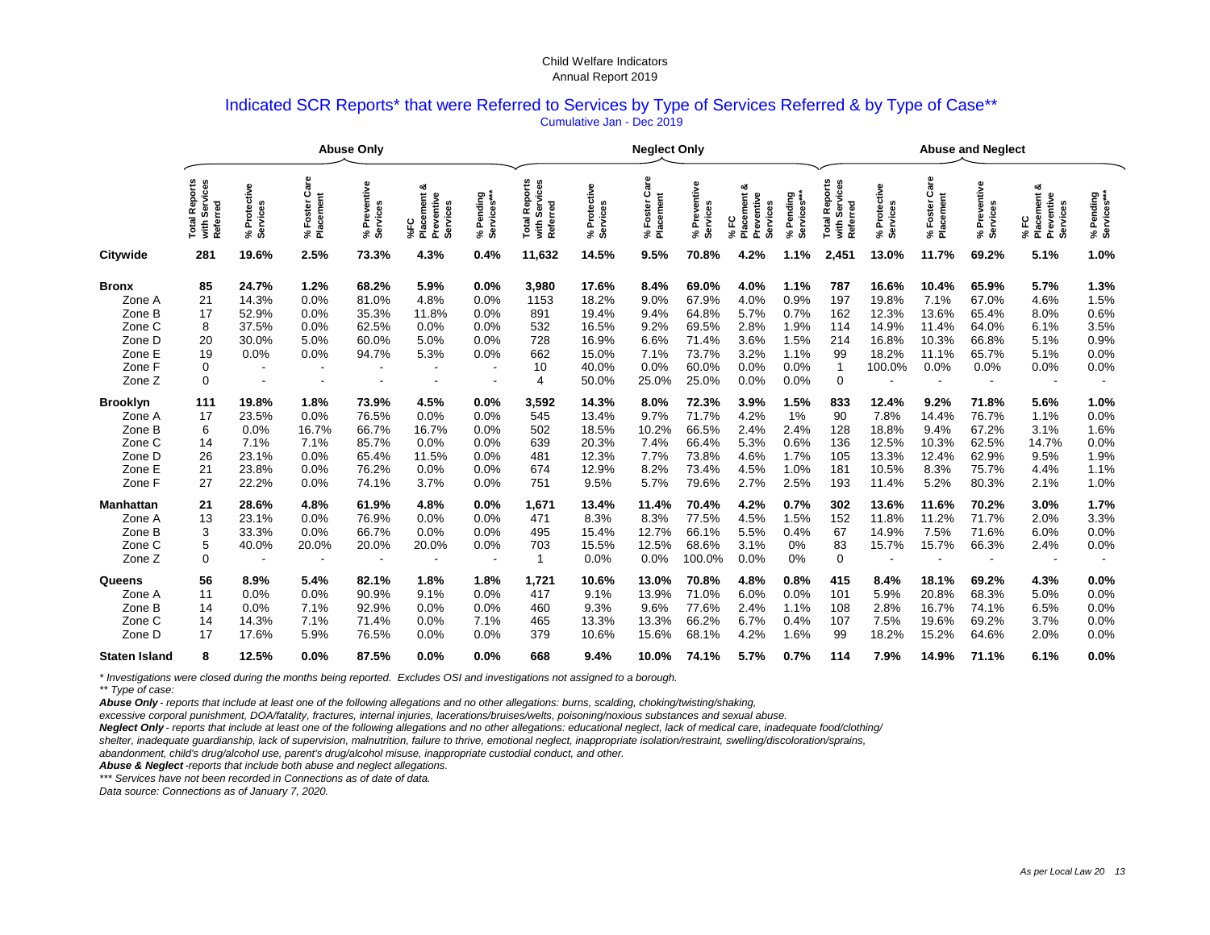Child Welfare Indicators
Annual Report 2019

## Indicated SCR Reports* that were Referred to Services by Type of Services Referred & by Type of Case**

Cumulative Jan - Dec 2019

| | Abuse Only | | | | | | Neglect Only | | | | | | Abuse and Neglect | | | | | |
|---|---|---|---|---|---|---|---|---|---|---|---|---|---|---|---|---|---|---|
| | Total Reports with Services Referred | % Protective Services | % Foster Care Placement | % Preventive Services | %FC Placement & Preventive Services | % Pending Services*** | Total Reports with Services Referred | % Protective Services | % Foster Care Placement | % Preventive Services | % FC Placement & Preventive Services | % Pending Services*** | Total Reports with Services Referred | % Protective Services | % Foster Care Placement | % Preventive Services | % FC Placement & Preventive Services | % Pending Services*** |
| **Citywide** | **281** | **19.6%** | **2.5%** | **73.3%** | **4.3%** | **0.4%** | **11,632** | **14.5%** | **9.5%** | **70.8%** | **4.2%** | **1.1%** | **2,451** | **13.0%** | **11.7%** | **69.2%** | **5.1%** | **1.0%** |
| **Bronx** | **85** | **24.7%** | **1.2%** | **68.2%** | **5.9%** | **0.0%** | **3,980** | **17.6%** | **8.4%** | **69.0%** | **4.0%** | **1.1%** | **787** | **16.6%** | **10.4%** | **65.9%** | **5.7%** | **1.3%** |
| Zone A | 21 | 14.3% | 0.0% | 81.0% | 4.8% | 0.0% | 1153 | 18.2% | 9.0% | 67.9% | 4.0% | 0.9% | 197 | 19.8% | 7.1% | 67.0% | 4.6% | 1.5% |
| Zone B | 17 | 52.9% | 0.0% | 35.3% | 11.8% | 0.0% | 891 | 19.4% | 9.4% | 64.8% | 5.7% | 0.7% | 162 | 12.3% | 13.6% | 65.4% | 8.0% | 0.6% |
| Zone C | 8 | 37.5% | 0.0% | 62.5% | 0.0% | 0.0% | 532 | 16.5% | 9.2% | 69.5% | 2.8% | 1.9% | 114 | 14.9% | 11.4% | 64.0% | 6.1% | 3.5% |
| Zone D | 20 | 30.0% | 5.0% | 60.0% | 5.0% | 0.0% | 728 | 16.9% | 6.6% | 71.4% | 3.6% | 1.5% | 214 | 16.8% | 10.3% | 66.8% | 5.1% | 0.9% |
| Zone E | 19 | 0.0% | 0.0% | 94.7% | 5.3% | 0.0% | 662 | 15.0% | 7.1% | 73.7% | 3.2% | 1.1% | 99 | 18.2% | 11.1% | 65.7% | 5.1% | 0.0% |
| Zone F | 0 | - | - | - | - | - | 10 | 40.0% | 0.0% | 60.0% | 0.0% | 0.0% | 1 | 100.0% | 0.0% | 0.0% | 0.0% | 0.0% |
| Zone Z | 0 | - | - | - | - | - | 4 | 50.0% | 25.0% | 25.0% | 0.0% | 0.0% | 0 | - | - | - | - | - |
| **Brooklyn** | **111** | **19.8%** | **1.8%** | **73.9%** | **4.5%** | **0.0%** | **3,592** | **14.3%** | **8.0%** | **72.3%** | **3.9%** | **1.5%** | **833** | **12.4%** | **9.2%** | **71.8%** | **5.6%** | **1.0%** |
| Zone A | 17 | 23.5% | 0.0% | 76.5% | 0.0% | 0.0% | 545 | 13.4% | 9.7% | 71.7% | 4.2% | 1% | 90 | 7.8% | 14.4% | 76.7% | 1.1% | 0.0% |
| Zone B | 6 | 0.0% | 16.7% | 66.7% | 16.7% | 0.0% | 502 | 18.5% | 10.2% | 66.5% | 2.4% | 2.4% | 128 | 18.8% | 9.4% | 67.2% | 3.1% | 1.6% |
| Zone C | 14 | 7.1% | 7.1% | 85.7% | 0.0% | 0.0% | 639 | 20.3% | 7.4% | 66.4% | 5.3% | 0.6% | 136 | 12.5% | 10.3% | 62.5% | 14.7% | 0.0% |
| Zone D | 26 | 23.1% | 0.0% | 65.4% | 11.5% | 0.0% | 481 | 12.3% | 7.7% | 73.8% | 4.6% | 1.7% | 105 | 13.3% | 12.4% | 62.9% | 9.5% | 1.9% |
| Zone E | 21 | 23.8% | 0.0% | 76.2% | 0.0% | 0.0% | 674 | 12.9% | 8.2% | 73.4% | 4.5% | 1.0% | 181 | 10.5% | 8.3% | 75.7% | 4.4% | 1.1% |
| Zone F | 27 | 22.2% | 0.0% | 74.1% | 3.7% | 0.0% | 751 | 9.5% | 5.7% | 79.6% | 2.7% | 2.5% | 193 | 11.4% | 5.2% | 80.3% | 2.1% | 1.0% |
| **Manhattan** | **21** | **28.6%** | **4.8%** | **61.9%** | **4.8%** | **0.0%** | **1,671** | **13.4%** | **11.4%** | **70.4%** | **4.2%** | **0.7%** | **302** | **13.6%** | **11.6%** | **70.2%** | **3.0%** | **1.7%** |
| Zone A | 13 | 23.1% | 0.0% | 76.9% | 0.0% | 0.0% | 471 | 8.3% | 8.3% | 77.5% | 4.5% | 1.5% | 152 | 11.8% | 11.2% | 71.7% | 2.0% | 3.3% |
| Zone B | 3 | 33.3% | 0.0% | 66.7% | 0.0% | 0.0% | 495 | 15.4% | 12.7% | 66.1% | 5.5% | 0.4% | 67 | 14.9% | 7.5% | 71.6% | 6.0% | 0.0% |
| Zone C | 5 | 40.0% | 20.0% | 20.0% | 20.0% | 0.0% | 703 | 15.5% | 12.5% | 68.6% | 3.1% | 0% | 83 | 15.7% | 15.7% | 66.3% | 2.4% | 0.0% |
| Zone Z | 0 | - | - | - | - | - | 1 | 0.0% | 0.0% | 100.0% | 0.0% | 0% | 0 | - | - | - | - | - |
| **Queens** | **56** | **8.9%** | **5.4%** | **82.1%** | **1.8%** | **1.8%** | **1,721** | **10.6%** | **13.0%** | **70.8%** | **4.8%** | **0.8%** | **415** | **8.4%** | **18.1%** | **69.2%** | **4.3%** | **0.0%** |
| Zone A | 11 | 0.0% | 0.0% | 90.9% | 9.1% | 0.0% | 417 | 9.1% | 13.9% | 71.0% | 6.0% | 0.0% | 101 | 5.9% | 20.8% | 68.3% | 5.0% | 0.0% |
| Zone B | 14 | 0.0% | 7.1% | 92.9% | 0.0% | 0.0% | 460 | 9.3% | 9.6% | 77.6% | 2.4% | 1.1% | 108 | 2.8% | 16.7% | 74.1% | 6.5% | 0.0% |
| Zone C | 14 | 14.3% | 7.1% | 71.4% | 0.0% | 7.1% | 465 | 13.3% | 13.3% | 66.2% | 6.7% | 0.4% | 107 | 7.5% | 19.6% | 69.2% | 3.7% | 0.0% |
| Zone D | 17 | 17.6% | 5.9% | 76.5% | 0.0% | 0.0% | 379 | 10.6% | 15.6% | 68.1% | 4.2% | 1.6% | 99 | 18.2% | 15.2% | 64.6% | 2.0% | 0.0% |
| **Staten Island** | **8** | **12.5%** | **0.0%** | **87.5%** | **0.0%** | **0.0%** | **668** | **9.4%** | **10.0%** | **74.1%** | **5.7%** | **0.7%** | **114** | **7.9%** | **14.9%** | **71.1%** | **6.1%** | **0.0%** |

*\* Investigations were closed during the months being reported. Excludes OSI and investigations not assigned to a borough.*

*\*\* Type of case:*

***Abuse Only*** *- reports that include at least one of the following allegations and no other allegations: burns, scalding, choking/twisting/shaking, excessive corporal punishment, DOA/fatality, fractures, internal injuries, lacerations/bruises/welts, poisoning/noxious substances and sexual abuse.*

***Neglect Only*** *- reports that include at least one of the following allegations and no other allegations: educational neglect, lack of medical care, inadequate food/clothing/ shelter, inadequate guardianship, lack of supervision, malnutrition, failure to thrive, emotional neglect, inappropriate isolation/restraint, swelling/discoloration/sprains, abandonment, child's drug/alcohol use, parent's drug/alcohol misuse, inappropriate custodial conduct, and other.*

***Abuse & Neglect*** *-reports that include both abuse and neglect allegations.*

*\*\*\* Services have not been recorded in Connections as of date of data.*

*Data source: Connections as of January 7, 2020.*

*As per Local Law 20*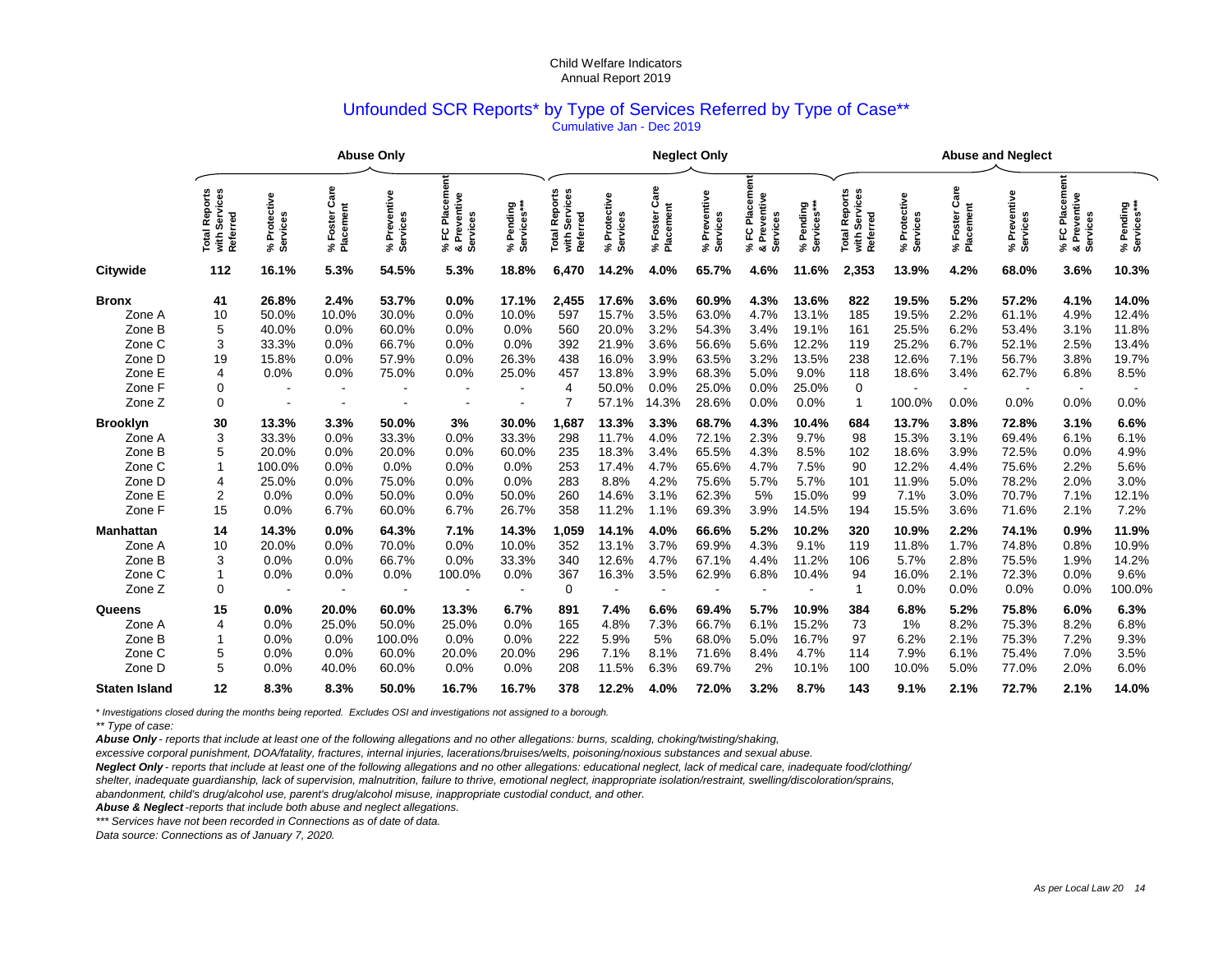Child Welfare Indicators
Annual Report 2019

## Unfounded SCR Reports* by Type of Services Referred by Type of Case**

Cumulative Jan - Dec 2019

| | Abuse Only | | | | | | Neglect Only | | | | | | Abuse and Neglect | | | | | |
|---|---|---|---|---|---|---|---|---|---|---|---|---|---|---|---|---|---|---|
| | Total Reports with Services Referred | % Protective Services | % Foster Care Placement | % Preventive Services | % FC Placement & Preventive Services | % Pending Services*** | Total Reports with Services Referred | % Protective Services | % Foster Care Placement | % Preventive Services | % FC Placement & Preventive Services | % Pending Services*** | Total Reports with Services Referred | % Protective Services | % Foster Care Placement | % Preventive Services | % FC Placement & Preventive Services | % Pending Services*** |
| **Citywide** | **112** | **16.1%** | **5.3%** | **54.5%** | **5.3%** | **18.8%** | **6,470** | **14.2%** | **4.0%** | **65.7%** | **4.6%** | **11.6%** | **2,353** | **13.9%** | **4.2%** | **68.0%** | **3.6%** | **10.3%** |
| **Bronx** | **41** | **26.8%** | **2.4%** | **53.7%** | **0.0%** | **17.1%** | **2,455** | **17.6%** | **3.6%** | **60.9%** | **4.3%** | **13.6%** | **822** | **19.5%** | **5.2%** | **57.2%** | **4.1%** | **14.0%** |
| Zone A | 10 | 50.0% | 10.0% | 30.0% | 0.0% | 10.0% | 597 | 15.7% | 3.5% | 63.0% | 4.7% | 13.1% | 185 | 19.5% | 2.2% | 61.1% | 4.9% | 12.4% |
| Zone B | 5 | 40.0% | 0.0% | 60.0% | 0.0% | 0.0% | 560 | 20.0% | 3.2% | 54.3% | 3.4% | 19.1% | 161 | 25.5% | 6.2% | 53.4% | 3.1% | 11.8% |
| Zone C | 3 | 33.3% | 0.0% | 66.7% | 0.0% | 0.0% | 392 | 21.9% | 3.6% | 56.6% | 5.6% | 12.2% | 119 | 25.2% | 6.7% | 52.1% | 2.5% | 13.4% |
| Zone D | 19 | 15.8% | 0.0% | 57.9% | 0.0% | 26.3% | 438 | 16.0% | 3.9% | 63.5% | 3.2% | 13.5% | 238 | 12.6% | 7.1% | 56.7% | 3.8% | 19.7% |
| Zone E | 4 | 0.0% | 0.0% | 75.0% | 0.0% | 25.0% | 457 | 13.8% | 3.9% | 68.3% | 5.0% | 9.0% | 118 | 18.6% | 3.4% | 62.7% | 6.8% | 8.5% |
| Zone F | 0 | - | - | - | - | - | 4 | 50.0% | 0.0% | 25.0% | 0.0% | 25.0% | 0 | - | - | - | - | - |
| Zone Z | 0 | - | - | - | - | - | 7 | 57.1% | 14.3% | 28.6% | 0.0% | 0.0% | 1 | 100.0% | 0.0% | 0.0% | 0.0% | 0.0% |
| **Brooklyn** | **30** | **13.3%** | **3.3%** | **50.0%** | **3%** | **30.0%** | **1,687** | **13.3%** | **3.3%** | **68.7%** | **4.3%** | **10.4%** | **684** | **13.7%** | **3.8%** | **72.8%** | **3.1%** | **6.6%** |
| Zone A | 3 | 33.3% | 0.0% | 33.3% | 0.0% | 33.3% | 298 | 11.7% | 4.0% | 72.1% | 2.3% | 9.7% | 98 | 15.3% | 3.1% | 69.4% | 6.1% | 6.1% |
| Zone B | 5 | 20.0% | 0.0% | 20.0% | 0.0% | 60.0% | 235 | 18.3% | 3.4% | 65.5% | 4.3% | 8.5% | 102 | 18.6% | 3.9% | 72.5% | 0.0% | 4.9% |
| Zone C | 1 | 100.0% | 0.0% | 0.0% | 0.0% | 0.0% | 253 | 17.4% | 4.7% | 65.6% | 4.7% | 7.5% | 90 | 12.2% | 4.4% | 75.6% | 2.2% | 5.6% |
| Zone D | 4 | 25.0% | 0.0% | 75.0% | 0.0% | 0.0% | 283 | 8.8% | 4.2% | 75.6% | 5.7% | 5.7% | 101 | 11.9% | 5.0% | 78.2% | 2.0% | 3.0% |
| Zone E | 2 | 0.0% | 0.0% | 50.0% | 0.0% | 50.0% | 260 | 14.6% | 3.1% | 62.3% | 5% | 15.0% | 99 | 7.1% | 3.0% | 70.7% | 7.1% | 12.1% |
| Zone F | 15 | 0.0% | 6.7% | 60.0% | 6.7% | 26.7% | 358 | 11.2% | 1.1% | 69.3% | 3.9% | 14.5% | 194 | 15.5% | 3.6% | 71.6% | 2.1% | 7.2% |
| **Manhattan** | **14** | **14.3%** | **0.0%** | **64.3%** | **7.1%** | **14.3%** | **1,059** | **14.1%** | **4.0%** | **66.6%** | **5.2%** | **10.2%** | **320** | **10.9%** | **2.2%** | **74.1%** | **0.9%** | **11.9%** |
| Zone A | 10 | 20.0% | 0.0% | 70.0% | 0.0% | 10.0% | 352 | 13.1% | 3.7% | 69.9% | 4.3% | 9.1% | 119 | 11.8% | 1.7% | 74.8% | 0.8% | 10.9% |
| Zone B | 3 | 0.0% | 0.0% | 66.7% | 0.0% | 33.3% | 340 | 12.6% | 4.7% | 67.1% | 4.4% | 11.2% | 106 | 5.7% | 2.8% | 75.5% | 1.9% | 14.2% |
| Zone C | 1 | 0.0% | 0.0% | 0.0% | 100.0% | 0.0% | 367 | 16.3% | 3.5% | 62.9% | 6.8% | 10.4% | 94 | 16.0% | 2.1% | 72.3% | 0.0% | 9.6% |
| Zone Z | 0 | - | - | - | - | - | 0 | - | - | - | - | - | 1 | 0.0% | 0.0% | 0.0% | 0.0% | 100.0% |
| **Queens** | **15** | **0.0%** | **20.0%** | **60.0%** | **13.3%** | **6.7%** | **891** | **7.4%** | **6.6%** | **69.4%** | **5.7%** | **10.9%** | **384** | **6.8%** | **5.2%** | **75.8%** | **6.0%** | **6.3%** |
| Zone A | 4 | 0.0% | 25.0% | 50.0% | 25.0% | 0.0% | 165 | 4.8% | 7.3% | 66.7% | 6.1% | 15.2% | 73 | 1% | 8.2% | 75.3% | 8.2% | 6.8% |
| Zone B | 1 | 0.0% | 0.0% | 100.0% | 0.0% | 0.0% | 222 | 5.9% | 5% | 68.0% | 5.0% | 16.7% | 97 | 6.2% | 2.1% | 75.3% | 7.2% | 9.3% |
| Zone C | 5 | 0.0% | 0.0% | 60.0% | 20.0% | 20.0% | 296 | 7.1% | 8.1% | 71.6% | 8.4% | 4.7% | 114 | 7.9% | 6.1% | 75.4% | 7.0% | 3.5% |
| Zone D | 5 | 0.0% | 40.0% | 60.0% | 0.0% | 0.0% | 208 | 11.5% | 6.3% | 69.7% | 2% | 10.1% | 100 | 10.0% | 5.0% | 77.0% | 2.0% | 6.0% |
| **Staten Island** | **12** | **8.3%** | **8.3%** | **50.0%** | **16.7%** | **16.7%** | **378** | **12.2%** | **4.0%** | **72.0%** | **3.2%** | **8.7%** | **143** | **9.1%** | **2.1%** | **72.7%** | **2.1%** | **14.0%** |

*\* Investigations closed during the months being reported. Excludes OSI and investigations not assigned to a borough.*

*\*\* Type of case:*

***Abuse Only** - reports that include at least one of the following allegations and no other allegations: burns, scalding, choking/twisting/shaking, excessive corporal punishment, DOA/fatality, fractures, internal injuries, lacerations/bruises/welts, poisoning/noxious substances and sexual abuse.*

***Neglect Only** - reports that include at least one of the following allegations and no other allegations: educational neglect, lack of medical care, inadequate food/clothing/ shelter, inadequate guardianship, lack of supervision, malnutrition, failure to thrive, emotional neglect, inappropriate isolation/restraint, swelling/discoloration/sprains, abandonment, child's drug/alcohol use, parent's drug/alcohol misuse, inappropriate custodial conduct, and other.*

***Abuse & Neglect** -reports that include both abuse and neglect allegations.*

*\*\*\* Services have not been recorded in Connections as of date of data.*

*Data source: Connections as of January 7, 2020.*

*As per Local Law 20*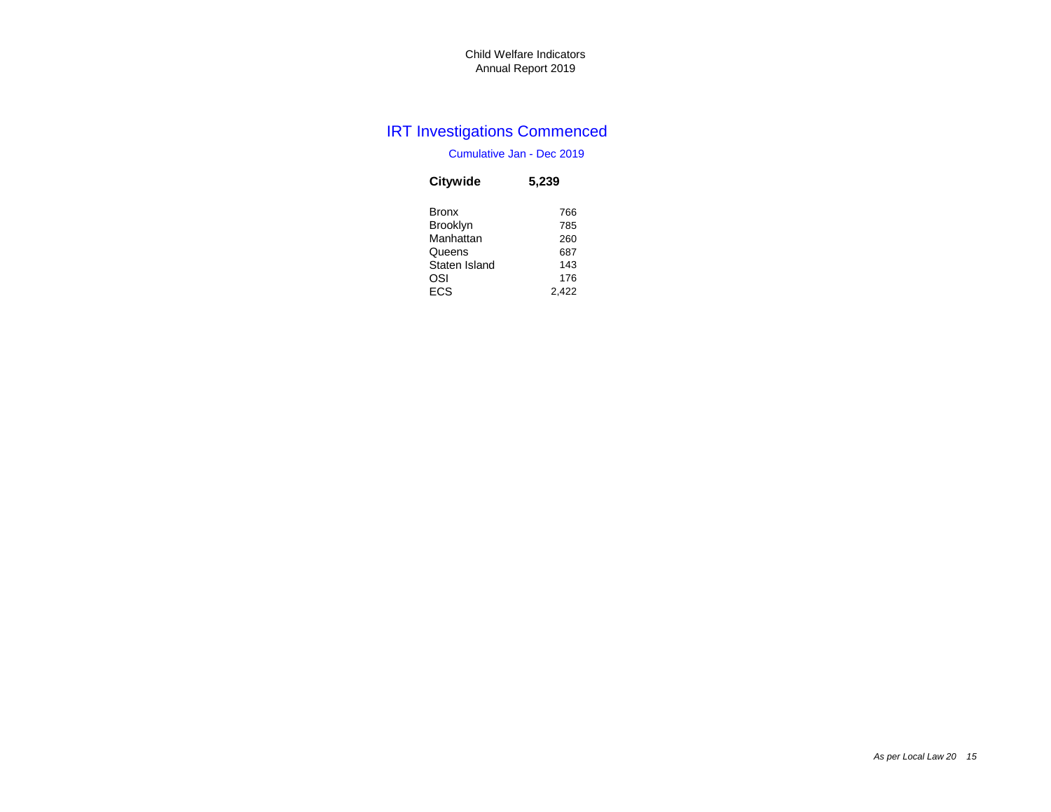Child Welfare Indicators
Annual Report 2019

## IRT Investigations Commenced

Cumulative Jan - Dec 2019

| **Citywide** | **5,239** |
|---|---|
| Bronx | 766 |
| Brooklyn | 785 |
| Manhattan | 260 |
| Queens | 687 |
| Staten Island | 143 |
| OSI | 176 |
| ECS | 2,422 |

*As per Local Law 20*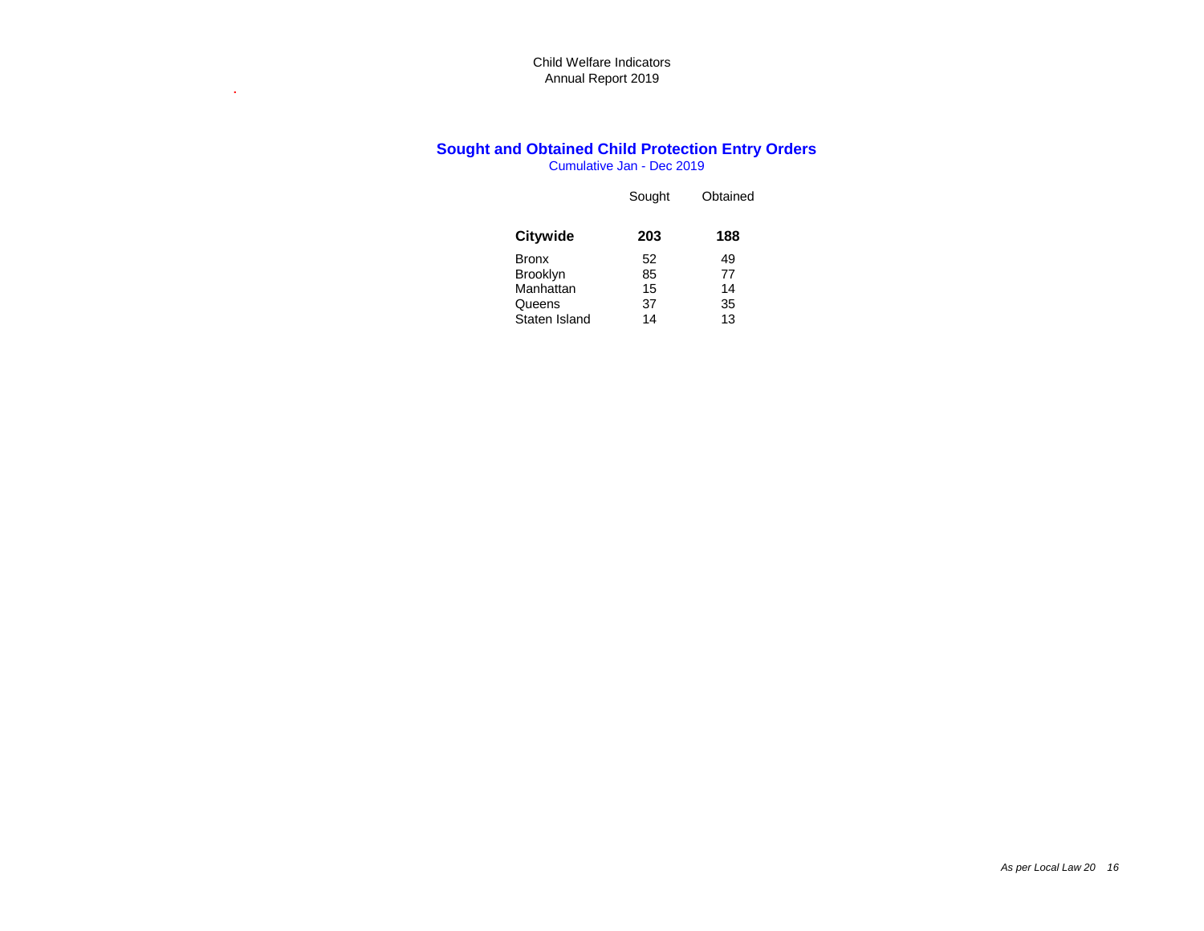## Sought and Obtained Child Protection Entry Orders

Cumulative Jan - Dec 2019

| | Sought | Obtained |
|---|---|---|
| **Citywide** | **203** | **188** |
| Bronx | 52 | 49 |
| Brooklyn | 85 | 77 |
| Manhattan | 15 | 14 |
| Queens | 37 | 35 |
| Staten Island | 14 | 13 |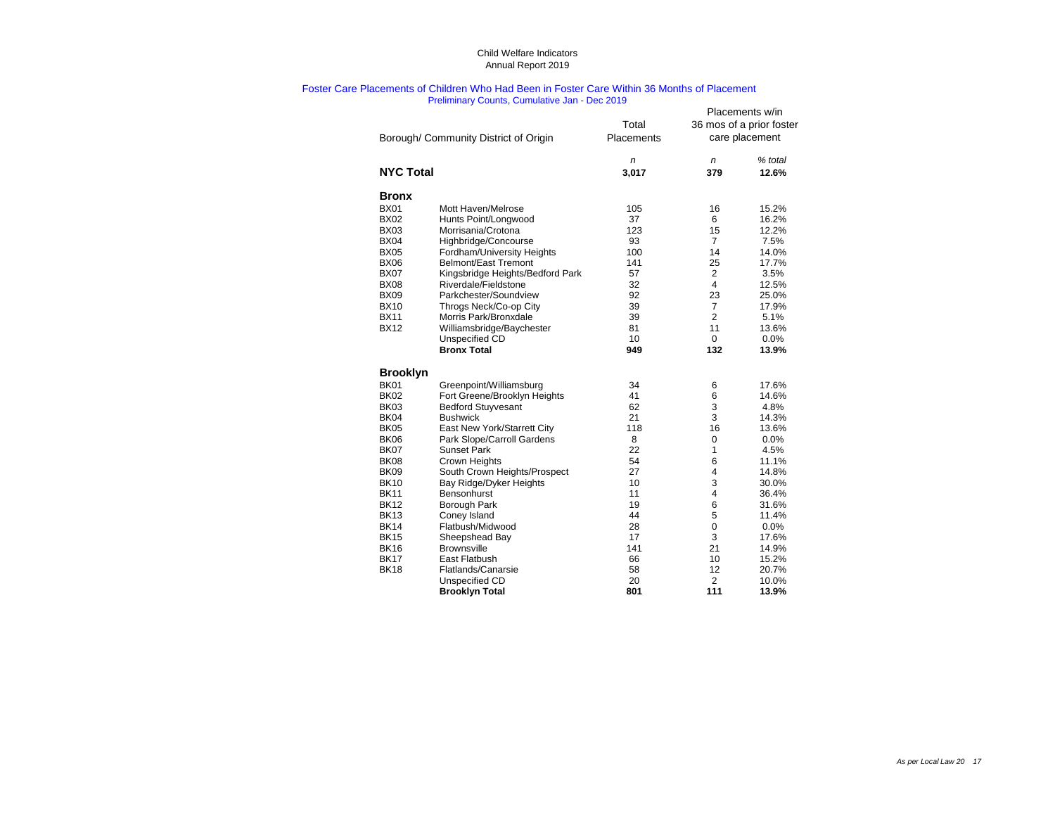Child Welfare Indicators
Annual Report 2019

## Foster Care Placements of Children Who Had Been in Foster Care Within 36 Months of Placement

Preliminary Counts, Cumulative Jan - Dec 2019

| Borough/ Community District of Origin | | Total Placements | Placements w/in 36 mos of a prior foster care placement | |
|---|---|---|---|---|
| | | *n* | *n* | *% total* |
| **NYC Total** | | **3,017** | **379** | **12.6%** |
| **Bronx** | | | | |
| BX01 | Mott Haven/Melrose | 105 | 16 | 15.2% |
| BX02 | Hunts Point/Longwood | 37 | 6 | 16.2% |
| BX03 | Morrisania/Crotona | 123 | 15 | 12.2% |
| BX04 | Highbridge/Concourse | 93 | 7 | 7.5% |
| BX05 | Fordham/University Heights | 100 | 14 | 14.0% |
| BX06 | Belmont/East Tremont | 141 | 25 | 17.7% |
| BX07 | Kingsbridge Heights/Bedford Park | 57 | 2 | 3.5% |
| BX08 | Riverdale/Fieldstone | 32 | 4 | 12.5% |
| BX09 | Parkchester/Soundview | 92 | 23 | 25.0% |
| BX10 | Throgs Neck/Co-op City | 39 | 7 | 17.9% |
| BX11 | Morris Park/Bronxdale | 39 | 2 | 5.1% |
| BX12 | Williamsbridge/Baychester | 81 | 11 | 13.6% |
| | Unspecified CD | 10 | 0 | 0.0% |
| | **Bronx Total** | **949** | **132** | **13.9%** |
| **Brooklyn** | | | | |
| BK01 | Greenpoint/Williamsburg | 34 | 6 | 17.6% |
| BK02 | Fort Greene/Brooklyn Heights | 41 | 6 | 14.6% |
| BK03 | Bedford Stuyvesant | 62 | 3 | 4.8% |
| BK04 | Bushwick | 21 | 3 | 14.3% |
| BK05 | East New York/Starrett City | 118 | 16 | 13.6% |
| BK06 | Park Slope/Carroll Gardens | 8 | 0 | 0.0% |
| BK07 | Sunset Park | 22 | 1 | 4.5% |
| BK08 | Crown Heights | 54 | 6 | 11.1% |
| BK09 | South Crown Heights/Prospect | 27 | 4 | 14.8% |
| BK10 | Bay Ridge/Dyker Heights | 10 | 3 | 30.0% |
| BK11 | Bensonhurst | 11 | 4 | 36.4% |
| BK12 | Borough Park | 19 | 6 | 31.6% |
| BK13 | Coney Island | 44 | 5 | 11.4% |
| BK14 | Flatbush/Midwood | 28 | 0 | 0.0% |
| BK15 | Sheepshead Bay | 17 | 3 | 17.6% |
| BK16 | Brownsville | 141 | 21 | 14.9% |
| BK17 | East Flatbush | 66 | 10 | 15.2% |
| BK18 | Flatlands/Canarsie | 58 | 12 | 20.7% |
| | Unspecified CD | 20 | 2 | 10.0% |
| | **Brooklyn Total** | **801** | **111** | **13.9%** |

*As per Local Law 20*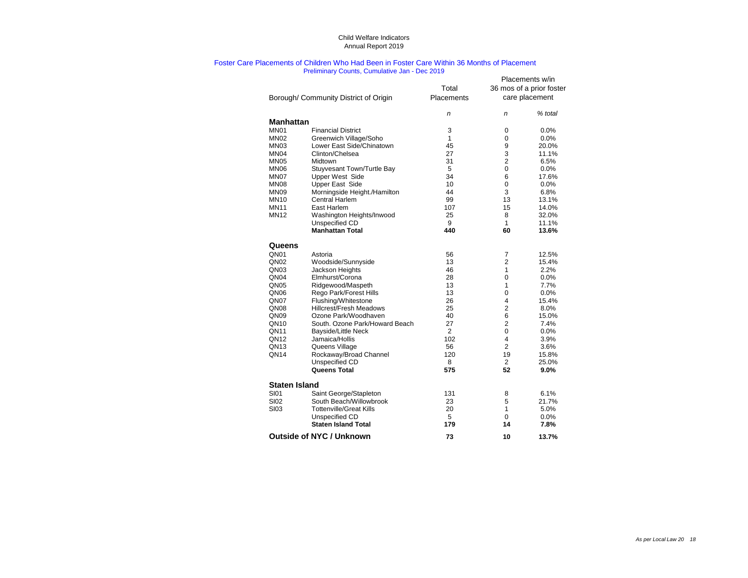Child Welfare Indicators
Annual Report 2019

## Foster Care Placements of Children Who Had Been in Foster Care Within 36 Months of Placement

Preliminary Counts, Cumulative Jan - Dec 2019

| Borough/ Community District of Origin | | Total Placements | Placements w/in 36 mos of a prior foster care placement | |
|---|---|---|---|---|
| | | *n* | *n* | *% total* |
| **Manhattan** | | | | |
| MN01 | Financial District | 3 | 0 | 0.0% |
| MN02 | Greenwich Village/Soho | 1 | 0 | 0.0% |
| MN03 | Lower East Side/Chinatown | 45 | 9 | 20.0% |
| MN04 | Clinton/Chelsea | 27 | 3 | 11.1% |
| MN05 | Midtown | 31 | 2 | 6.5% |
| MN06 | Stuyvesant Town/Turtle Bay | 5 | 0 | 0.0% |
| MN07 | Upper West Side | 34 | 6 | 17.6% |
| MN08 | Upper East Side | 10 | 0 | 0.0% |
| MN09 | Morningside Height./Hamilton | 44 | 3 | 6.8% |
| MN10 | Central Harlem | 99 | 13 | 13.1% |
| MN11 | East Harlem | 107 | 15 | 14.0% |
| MN12 | Washington Heights/Inwood | 25 | 8 | 32.0% |
| | Unspecified CD | 9 | 1 | 11.1% |
| | **Manhattan Total** | **440** | **60** | **13.6%** |
| **Queens** | | | | |
| QN01 | Astoria | 56 | 7 | 12.5% |
| QN02 | Woodside/Sunnyside | 13 | 2 | 15.4% |
| QN03 | Jackson Heights | 46 | 1 | 2.2% |
| QN04 | Elmhurst/Corona | 28 | 0 | 0.0% |
| QN05 | Ridgewood/Maspeth | 13 | 1 | 7.7% |
| QN06 | Rego Park/Forest Hills | 13 | 0 | 0.0% |
| QN07 | Flushing/Whitestone | 26 | 4 | 15.4% |
| QN08 | Hillcrest/Fresh Meadows | 25 | 2 | 8.0% |
| QN09 | Ozone Park/Woodhaven | 40 | 6 | 15.0% |
| QN10 | South. Ozone Park/Howard Beach | 27 | 2 | 7.4% |
| QN11 | Bayside/Little Neck | 2 | 0 | 0.0% |
| QN12 | Jamaica/Hollis | 102 | 4 | 3.9% |
| QN13 | Queens Village | 56 | 2 | 3.6% |
| QN14 | Rockaway/Broad Channel | 120 | 19 | 15.8% |
| | Unspecified CD | 8 | 2 | 25.0% |
| | **Queens Total** | **575** | **52** | **9.0%** |
| **Staten Island** | | | | |
| SI01 | Saint George/Stapleton | 131 | 8 | 6.1% |
| SI02 | South Beach/Willowbrook | 23 | 5 | 21.7% |
| SI03 | Tottenville/Great Kills | 20 | 1 | 5.0% |
| | Unspecified CD | 5 | 0 | 0.0% |
| | **Staten Island Total** | **179** | **14** | **7.8%** |
| **Outside of NYC / Unknown** | | **73** | **10** | **13.7%** |

*As per Local Law 20*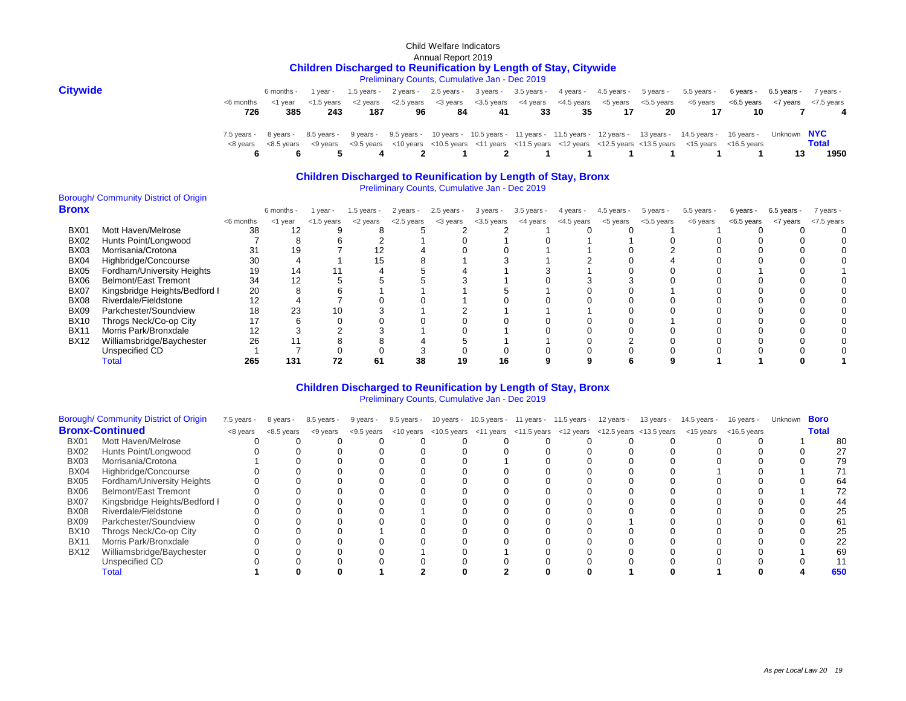Child Welfare Indicators

Annual Report 2019

## Children Discharged to Reunification by Length of Stay, Citywide

Preliminary Counts, Cumulative Jan - Dec 2019

**Citywide**

| <6 months | 6 months - <1 year | 1 year - <1.5 years | 1.5 years - <2 years | 2 years - <2.5 years | 2.5 years - <3 years | 3 years - <3.5 years | 3.5 years - <4 years | 4 years - <4.5 years | 4.5 years - <5 years | 5 years - <5.5 years | 5.5 years - <6 years | 6 years - <6.5 years | 6.5 years - <7 years | 7 years - <7.5 years |
|---|---|---|---|---|---|---|---|---|---|---|---|---|---|---|
| **726** | **385** | **243** | **187** | **96** | **84** | **41** | **33** | **35** | **17** | **20** | **17** | **10** | **7** | **4** |

| 7.5 years - <8 years | 8 years - <8.5 years | 8.5 years - <9 years | 9 years - <9.5 years | 9.5 years - <10 years | 10 years - <10.5 years | 10.5 years - <11 years | 11 years - <11.5 years | 11.5 years - <12 years | 12 years - <12.5 years | 13 years - <13.5 years | 14.5 years - <15 years | 16 years - <16.5 years | Unknown | NYC Total |
|---|---|---|---|---|---|---|---|---|---|---|---|---|---|---|
| **6** | **6** | **5** | **4** | **2** | **1** | **2** | **1** | **1** | **1** | **1** | **1** | **1** | **13** | **1950** |

## Children Discharged to Reunification by Length of Stay, Bronx

Preliminary Counts, Cumulative Jan - Dec 2019

| Borough/ Community District of Origin | **Bronx** | <6 months | 6 months - <1 year | 1 year - <1.5 years | 1.5 years - <2 years | 2 years - <2.5 years | 2.5 years - <3 years | 3 years - <3.5 years | 3.5 years - <4 years | 4 years - <4.5 years | 4.5 years - <5 years | 5 years - <5.5 years | 5.5 years - <6 years | 6 years - <6.5 years | 6.5 years - <7 years | 7 years - <7.5 years |
|---|---|---|---|---|---|---|---|---|---|---|---|---|---|---|---|---|
| BX01 | Mott Haven/Melrose | 38 | 12 | 9 | 8 | 5 | 2 | 2 | 1 | 0 | 0 | 1 | 1 | 0 | 0 | 0 |
| BX02 | Hunts Point/Longwood | 7 | 8 | 6 | 2 | 1 | 0 | 1 | 0 | 1 | 1 | 0 | 0 | 0 | 0 | 0 |
| BX03 | Morrisania/Crotona | 31 | 19 | 7 | 12 | 4 | 0 | 0 | 1 | 1 | 0 | 2 | 0 | 0 | 0 | 0 |
| BX04 | Highbridge/Concourse | 30 | 4 | 1 | 15 | 8 | 1 | 3 | 1 | 2 | 0 | 4 | 0 | 0 | 0 | 0 |
| BX05 | Fordham/University Heights | 19 | 14 | 11 | 4 | 5 | 4 | 1 | 3 | 1 | 0 | 0 | 0 | 1 | 0 | 1 |
| BX06 | Belmont/East Tremont | 34 | 12 | 5 | 5 | 5 | 3 | 1 | 0 | 3 | 3 | 0 | 0 | 0 | 0 | 0 |
| BX07 | Kingsbridge Heights/Bedford I | 20 | 8 | 6 | 1 | 1 | 1 | 5 | 1 | 0 | 0 | 1 | 0 | 0 | 0 | 0 |
| BX08 | Riverdale/Fieldstone | 12 | 4 | 7 | 0 | 0 | 1 | 0 | 0 | 0 | 0 | 0 | 0 | 0 | 0 | 0 |
| BX09 | Parkchester/Soundview | 18 | 23 | 10 | 3 | 1 | 2 | 1 | 1 | 1 | 0 | 0 | 0 | 0 | 0 | 0 |
| BX10 | Throgs Neck/Co-op City | 17 | 6 | 0 | 0 | 0 | 0 | 0 | 0 | 0 | 0 | 1 | 0 | 0 | 0 | 0 |
| BX11 | Morris Park/Bronxdale | 12 | 3 | 2 | 3 | 1 | 0 | 1 | 0 | 0 | 0 | 0 | 0 | 0 | 0 | 0 |
| BX12 | Williamsbridge/Baychester | 26 | 11 | 8 | 8 | 4 | 5 | 1 | 1 | 0 | 2 | 0 | 0 | 0 | 0 | 0 |
| | Unspecified CD | 1 | 7 | 0 | 0 | 3 | 0 | 0 | 0 | 0 | 0 | 0 | 0 | 0 | 0 | 0 |
| | Total | **265** | **131** | **72** | **61** | **38** | **19** | **16** | **9** | **9** | **6** | **9** | **1** | **1** | **0** | **1** |

## Children Discharged to Reunification by Length of Stay, Bronx

Preliminary Counts, Cumulative Jan - Dec 2019

| Borough/ Community District of Origin | **Bronx-Continued** | 7.5 years - <8 years | 8 years - <8.5 years | 8.5 years - <9 years | 9 years - <9.5 years | 9.5 years - <10 years | 10 years - <10.5 years | 10.5 years - <11 years | 11 years - <11.5 years | 11.5 years - <12 years | 12 years - <12.5 years | 13 years - <13.5 years | 14.5 years - <15 years | 16 years - <16.5 years | Unknown | Boro Total |
|---|---|---|---|---|---|---|---|---|---|---|---|---|---|---|---|---|
| BX01 | Mott Haven/Melrose | 0 | 0 | 0 | 0 | 0 | 0 | 0 | 0 | 0 | 0 | 0 | 0 | 0 | 1 | 80 |
| BX02 | Hunts Point/Longwood | 0 | 0 | 0 | 0 | 0 | 0 | 0 | 0 | 0 | 0 | 0 | 0 | 0 | 0 | 27 |
| BX03 | Morrisania/Crotona | 1 | 0 | 0 | 0 | 0 | 0 | 1 | 0 | 0 | 0 | 0 | 0 | 0 | 0 | 79 |
| BX04 | Highbridge/Concourse | 0 | 0 | 0 | 0 | 0 | 0 | 0 | 0 | 0 | 0 | 0 | 1 | 0 | 1 | 71 |
| BX05 | Fordham/University Heights | 0 | 0 | 0 | 0 | 0 | 0 | 0 | 0 | 0 | 0 | 0 | 0 | 0 | 0 | 64 |
| BX06 | Belmont/East Tremont | 0 | 0 | 0 | 0 | 0 | 0 | 0 | 0 | 0 | 0 | 0 | 0 | 0 | 1 | 72 |
| BX07 | Kingsbridge Heights/Bedford I | 0 | 0 | 0 | 0 | 0 | 0 | 0 | 0 | 0 | 0 | 0 | 0 | 0 | 0 | 44 |
| BX08 | Riverdale/Fieldstone | 0 | 0 | 0 | 0 | 1 | 0 | 0 | 0 | 0 | 0 | 0 | 0 | 0 | 0 | 25 |
| BX09 | Parkchester/Soundview | 0 | 0 | 0 | 0 | 0 | 0 | 0 | 0 | 0 | 1 | 0 | 0 | 0 | 0 | 61 |
| BX10 | Throgs Neck/Co-op City | 0 | 0 | 0 | 1 | 0 | 0 | 0 | 0 | 0 | 0 | 0 | 0 | 0 | 0 | 25 |
| BX11 | Morris Park/Bronxdale | 0 | 0 | 0 | 0 | 0 | 0 | 0 | 0 | 0 | 0 | 0 | 0 | 0 | 0 | 22 |
| BX12 | Williamsbridge/Baychester | 0 | 0 | 0 | 0 | 1 | 0 | 1 | 0 | 0 | 0 | 0 | 0 | 0 | 1 | 69 |
| | Unspecified CD | 0 | 0 | 0 | 0 | 0 | 0 | 0 | 0 | 0 | 0 | 0 | 0 | 0 | 0 | 11 |
| | Total | **1** | **0** | **0** | **1** | **2** | **0** | **2** | **0** | **0** | **1** | **0** | **1** | **0** | **4** | **650** |

*As per Local Law 20*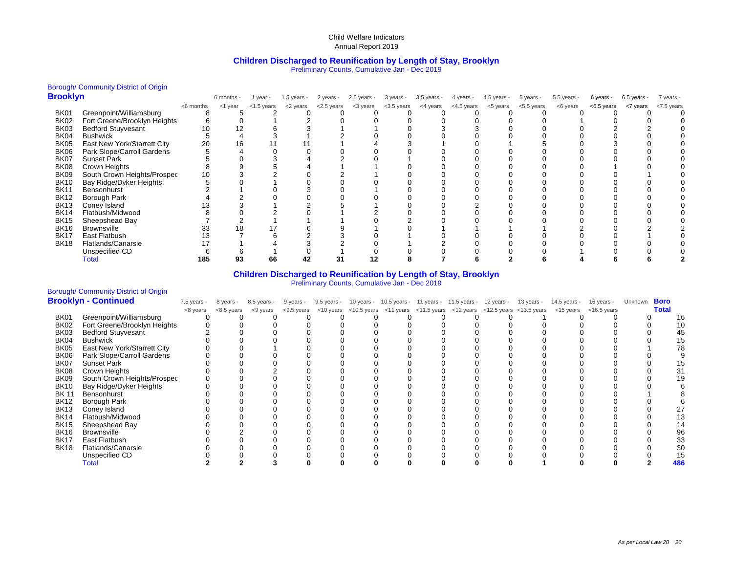Child Welfare Indicators
Annual Report 2019

## Children Discharged to Reunification by Length of Stay, Brooklyn

Preliminary Counts, Cumulative Jan - Dec 2019

Borough/ Community District of Origin

**Brooklyn**

| | | <6 months | 6 months - <1 year | 1 year - <1.5 years | 1.5 years - <2 years | 2 years - <2.5 years | 2.5 years - <3 years | 3 years - <3.5 years | 3.5 years - <4 years | 4 years - <4.5 years | 4.5 years - <5 years | 5 years - <5.5 years | 5.5 years - <6 years | 6 years - <6.5 years | 6.5 years - <7 years | 7 years - <7.5 years |
|---|---|---|---|---|---|---|---|---|---|---|---|---|---|---|---|---|
| BK01 | Greenpoint/Williamsburg | 8 | 5 | 2 | 0 | 0 | 0 | 0 | 0 | 0 | 0 | 0 | 0 | 0 | 0 | 0 |
| BK02 | Fort Greene/Brooklyn Heights | 6 | 0 | 1 | 2 | 0 | 0 | 0 | 0 | 0 | 0 | 0 | 1 | 0 | 0 | 0 |
| BK03 | Bedford Stuyvesant | 10 | 12 | 6 | 3 | 1 | 1 | 0 | 3 | 3 | 0 | 0 | 0 | 2 | 2 | 0 |
| BK04 | Bushwick | 5 | 4 | 3 | 1 | 2 | 0 | 0 | 0 | 0 | 0 | 0 | 0 | 0 | 0 | 0 |
| BK05 | East New York/Starrett City | 20 | 16 | 11 | 11 | 1 | 4 | 3 | 1 | 0 | 1 | 5 | 0 | 3 | 0 | 0 |
| BK06 | Park Slope/Carroll Gardens | 5 | 4 | 0 | 0 | 0 | 0 | 0 | 0 | 0 | 0 | 0 | 0 | 0 | 0 | 0 |
| BK07 | Sunset Park | 5 | 0 | 3 | 4 | 2 | 0 | 1 | 0 | 0 | 0 | 0 | 0 | 0 | 0 | 0 |
| BK08 | Crown Heights | 8 | 9 | 5 | 4 | 1 | 1 | 0 | 0 | 0 | 0 | 0 | 0 | 1 | 0 | 0 |
| BK09 | South Crown Heights/Prospec | 10 | 3 | 2 | 0 | 2 | 1 | 0 | 0 | 0 | 0 | 0 | 0 | 0 | 1 | 0 |
| BK10 | Bay Ridge/Dyker Heights | 5 | 0 | 1 | 0 | 0 | 0 | 0 | 0 | 0 | 0 | 0 | 0 | 0 | 0 | 0 |
| BK11 | Bensonhurst | 2 | 1 | 0 | 3 | 0 | 1 | 0 | 0 | 0 | 0 | 0 | 0 | 0 | 0 | 0 |
| BK12 | Borough Park | 4 | 2 | 0 | 0 | 0 | 0 | 0 | 0 | 0 | 0 | 0 | 0 | 0 | 0 | 0 |
| BK13 | Coney Island | 13 | 3 | 1 | 2 | 5 | 1 | 0 | 0 | 2 | 0 | 0 | 0 | 0 | 0 | 0 |
| BK14 | Flatbush/Midwood | 8 | 0 | 2 | 0 | 1 | 2 | 0 | 0 | 0 | 0 | 0 | 0 | 0 | 0 | 0 |
| BK15 | Sheepshead Bay | 7 | 2 | 1 | 1 | 1 | 0 | 2 | 0 | 0 | 0 | 0 | 0 | 0 | 0 | 0 |
| BK16 | Brownsville | 33 | 18 | 17 | 6 | 9 | 1 | 0 | 1 | 1 | 1 | 1 | 2 | 0 | 2 | 2 |
| BK17 | East Flatbush | 13 | 7 | 6 | 2 | 3 | 0 | 1 | 0 | 0 | 0 | 0 | 0 | 0 | 1 | 0 |
| BK18 | Flatlands/Canarsie | 17 | 1 | 4 | 3 | 2 | 0 | 1 | 2 | 0 | 0 | 0 | 0 | 0 | 0 | 0 |
| | Unspecified CD | 6 | 6 | 1 | 0 | 1 | 0 | 0 | 0 | 0 | 0 | 0 | 1 | 0 | 0 | 0 |
| | **Total** | **185** | **93** | **66** | **42** | **31** | **12** | **8** | **7** | **6** | **2** | **6** | **4** | **6** | **6** | **2** |

## Children Discharged to Reunification by Length of Stay, Brooklyn

Preliminary Counts, Cumulative Jan - Dec 2019

Borough/ Community District of Origin

**Brooklyn - Continued**

| | | 7.5 years - <8 years | 8 years - <8.5 years | 8.5 years - <9 years | 9 years - <9.5 years | 9.5 years - <10 years | 10 years - <10.5 years | 10.5 years - <11 years | 11 years - <11.5 years | 11.5 years - <12 years | 12 years - <12.5 years | 13 years - <13.5 years | 14.5 years - <15 years | 16 years - <16.5 years | Unknown | **Boro Total** |
|---|---|---|---|---|---|---|---|---|---|---|---|---|---|---|---|---|
| BK01 | Greenpoint/Williamsburg | 0 | 0 | 0 | 0 | 0 | 0 | 0 | 0 | 0 | 0 | 1 | 0 | 0 | 0 | 16 |
| BK02 | Fort Greene/Brooklyn Heights | 0 | 0 | 0 | 0 | 0 | 0 | 0 | 0 | 0 | 0 | 0 | 0 | 0 | 0 | 10 |
| BK03 | Bedford Stuyvesant | 2 | 0 | 0 | 0 | 0 | 0 | 0 | 0 | 0 | 0 | 0 | 0 | 0 | 0 | 45 |
| BK04 | Bushwick | 0 | 0 | 0 | 0 | 0 | 0 | 0 | 0 | 0 | 0 | 0 | 0 | 0 | 0 | 15 |
| BK05 | East New York/Starrett City | 0 | 0 | 1 | 0 | 0 | 0 | 0 | 0 | 0 | 0 | 0 | 0 | 0 | 1 | 78 |
| BK06 | Park Slope/Carroll Gardens | 0 | 0 | 0 | 0 | 0 | 0 | 0 | 0 | 0 | 0 | 0 | 0 | 0 | 0 | 9 |
| BK07 | Sunset Park | 0 | 0 | 0 | 0 | 0 | 0 | 0 | 0 | 0 | 0 | 0 | 0 | 0 | 0 | 15 |
| BK08 | Crown Heights | 0 | 0 | 2 | 0 | 0 | 0 | 0 | 0 | 0 | 0 | 0 | 0 | 0 | 0 | 31 |
| BK09 | South Crown Heights/Prospec | 0 | 0 | 0 | 0 | 0 | 0 | 0 | 0 | 0 | 0 | 0 | 0 | 0 | 0 | 19 |
| BK10 | Bay Ridge/Dyker Heights | 0 | 0 | 0 | 0 | 0 | 0 | 0 | 0 | 0 | 0 | 0 | 0 | 0 | 0 | 6 |
| BK 11 | Bensonhurst | 0 | 0 | 0 | 0 | 0 | 0 | 0 | 0 | 0 | 0 | 0 | 0 | 0 | 1 | 8 |
| BK12 | Borough Park | 0 | 0 | 0 | 0 | 0 | 0 | 0 | 0 | 0 | 0 | 0 | 0 | 0 | 0 | 6 |
| BK13 | Coney Island | 0 | 0 | 0 | 0 | 0 | 0 | 0 | 0 | 0 | 0 | 0 | 0 | 0 | 0 | 27 |
| BK14 | Flatbush/Midwood | 0 | 0 | 0 | 0 | 0 | 0 | 0 | 0 | 0 | 0 | 0 | 0 | 0 | 0 | 13 |
| BK15 | Sheepshead Bay | 0 | 0 | 0 | 0 | 0 | 0 | 0 | 0 | 0 | 0 | 0 | 0 | 0 | 0 | 14 |
| BK16 | Brownsville | 0 | 2 | 0 | 0 | 0 | 0 | 0 | 0 | 0 | 0 | 0 | 0 | 0 | 0 | 96 |
| BK17 | East Flatbush | 0 | 0 | 0 | 0 | 0 | 0 | 0 | 0 | 0 | 0 | 0 | 0 | 0 | 0 | 33 |
| BK18 | Flatlands/Canarsie | 0 | 0 | 0 | 0 | 0 | 0 | 0 | 0 | 0 | 0 | 0 | 0 | 0 | 0 | 30 |
| | Unspecified CD | 0 | 0 | 0 | 0 | 0 | 0 | 0 | 0 | 0 | 0 | 0 | 0 | 0 | 0 | 15 |
| | **Total** | **2** | **2** | **3** | **0** | **0** | **0** | **0** | **0** | **0** | **0** | **1** | **0** | **0** | **2** | **486** |

*As per Local Law 20*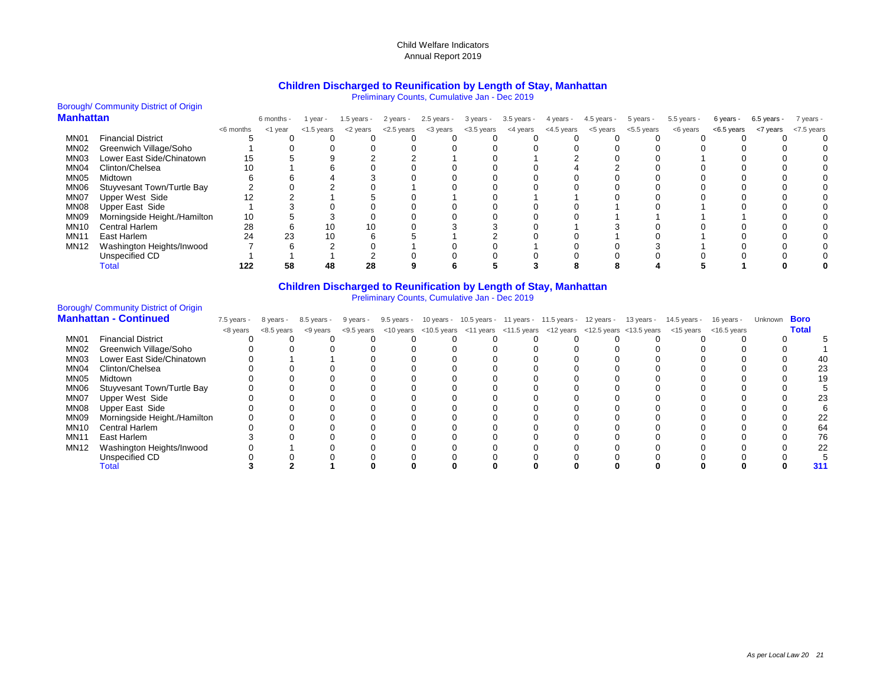Child Welfare Indicators
Annual Report 2019

## Children Discharged to Reunification by Length of Stay, Manhattan

Preliminary Counts, Cumulative Jan - Dec 2019

| Borough/ Community District of Origin **Manhattan** | | <6 months | 6 months - <1 year | 1 year - <1.5 years | 1.5 years - <2 years | 2 years - <2.5 years | 2.5 years - <3 years | 3 years - <3.5 years | 3.5 years - <4 years | 4 years - <4.5 years | 4.5 years - <5 years | 5 years - <5.5 years | 5.5 years - <6 years | 6 years - <6.5 years | 6.5 years - <7 years | 7 years - <7.5 years |
|---|---|---|---|---|---|---|---|---|---|---|---|---|---|---|---|---|
| MN01 | Financial District | 5 | 0 | 0 | 0 | 0 | 0 | 0 | 0 | 0 | 0 | 0 | 0 | 0 | 0 | 0 |
| MN02 | Greenwich Village/Soho | 1 | 0 | 0 | 0 | 0 | 0 | 0 | 0 | 0 | 0 | 0 | 0 | 0 | 0 | 0 |
| MN03 | Lower East Side/Chinatown | 15 | 5 | 9 | 2 | 2 | 1 | 0 | 1 | 2 | 0 | 0 | 1 | 0 | 0 | 0 |
| MN04 | Clinton/Chelsea | 10 | 1 | 6 | 0 | 0 | 0 | 0 | 0 | 4 | 2 | 0 | 0 | 0 | 0 | 0 |
| MN05 | Midtown | 6 | 6 | 4 | 3 | 0 | 0 | 0 | 0 | 0 | 0 | 0 | 0 | 0 | 0 | 0 |
| MN06 | Stuyvesant Town/Turtle Bay | 2 | 0 | 2 | 0 | 1 | 0 | 0 | 0 | 0 | 0 | 0 | 0 | 0 | 0 | 0 |
| MN07 | Upper West Side | 12 | 2 | 1 | 5 | 0 | 1 | 0 | 1 | 1 | 0 | 0 | 0 | 0 | 0 | 0 |
| MN08 | Upper East Side | 1 | 3 | 0 | 0 | 0 | 0 | 0 | 0 | 0 | 1 | 0 | 1 | 0 | 0 | 0 |
| MN09 | Morningside Height./Hamilton | 10 | 5 | 3 | 0 | 0 | 0 | 0 | 0 | 0 | 1 | 1 | 1 | 1 | 0 | 0 |
| MN10 | Central Harlem | 28 | 6 | 10 | 10 | 0 | 3 | 3 | 0 | 1 | 3 | 0 | 0 | 0 | 0 | 0 |
| MN11 | East Harlem | 24 | 23 | 10 | 6 | 5 | 1 | 2 | 0 | 0 | 1 | 0 | 1 | 0 | 0 | 0 |
| MN12 | Washington Heights/Inwood | 7 | 6 | 2 | 0 | 1 | 0 | 0 | 1 | 0 | 0 | 3 | 1 | 0 | 0 | 0 |
| | Unspecified CD | 1 | 1 | 1 | 2 | 0 | 0 | 0 | 0 | 0 | 0 | 0 | 0 | 0 | 0 | 0 |
| | Total | **122** | **58** | **48** | **28** | **9** | **6** | **5** | **3** | **8** | **8** | **4** | **5** | **1** | **0** | **0** |

## Children Discharged to Reunification by Length of Stay, Manhattan

Preliminary Counts, Cumulative Jan - Dec 2019

| Borough/ Community District of Origin **Manhattan - Continued** | | 7.5 years - <8 years | 8 years - <8.5 years | 8.5 years - <9 years | 9 years - <9.5 years | 9.5 years - <10 years | 10 years - <10.5 years | 10.5 years - <11 years | 11 years - <11.5 years | 11.5 years - <12 years | 12 years - <12.5 years | 13 years - <13.5 years | 14.5 years - <15 years | 16 years - <16.5 years | Unknown | **Boro Total** |
|---|---|---|---|---|---|---|---|---|---|---|---|---|---|---|---|---|
| MN01 | Financial District | 0 | 0 | 0 | 0 | 0 | 0 | 0 | 0 | 0 | 0 | 0 | 0 | 0 | 0 | 5 |
| MN02 | Greenwich Village/Soho | 0 | 0 | 0 | 0 | 0 | 0 | 0 | 0 | 0 | 0 | 0 | 0 | 0 | 0 | 1 |
| MN03 | Lower East Side/Chinatown | 0 | 1 | 1 | 0 | 0 | 0 | 0 | 0 | 0 | 0 | 0 | 0 | 0 | 0 | 40 |
| MN04 | Clinton/Chelsea | 0 | 0 | 0 | 0 | 0 | 0 | 0 | 0 | 0 | 0 | 0 | 0 | 0 | 0 | 23 |
| MN05 | Midtown | 0 | 0 | 0 | 0 | 0 | 0 | 0 | 0 | 0 | 0 | 0 | 0 | 0 | 0 | 19 |
| MN06 | Stuyvesant Town/Turtle Bay | 0 | 0 | 0 | 0 | 0 | 0 | 0 | 0 | 0 | 0 | 0 | 0 | 0 | 0 | 5 |
| MN07 | Upper West Side | 0 | 0 | 0 | 0 | 0 | 0 | 0 | 0 | 0 | 0 | 0 | 0 | 0 | 0 | 23 |
| MN08 | Upper East Side | 0 | 0 | 0 | 0 | 0 | 0 | 0 | 0 | 0 | 0 | 0 | 0 | 0 | 0 | 6 |
| MN09 | Morningside Height./Hamilton | 0 | 0 | 0 | 0 | 0 | 0 | 0 | 0 | 0 | 0 | 0 | 0 | 0 | 0 | 22 |
| MN10 | Central Harlem | 0 | 0 | 0 | 0 | 0 | 0 | 0 | 0 | 0 | 0 | 0 | 0 | 0 | 0 | 64 |
| MN11 | East Harlem | 3 | 0 | 0 | 0 | 0 | 0 | 0 | 0 | 0 | 0 | 0 | 0 | 0 | 0 | 76 |
| MN12 | Washington Heights/Inwood | 0 | 1 | 0 | 0 | 0 | 0 | 0 | 0 | 0 | 0 | 0 | 0 | 0 | 0 | 22 |
| | Unspecified CD | 0 | 0 | 0 | 0 | 0 | 0 | 0 | 0 | 0 | 0 | 0 | 0 | 0 | 0 | 5 |
| | Total | **3** | **2** | **1** | **0** | **0** | **0** | **0** | **0** | **0** | **0** | **0** | **0** | **0** | **0** | **311** |

*As per Local Law 20*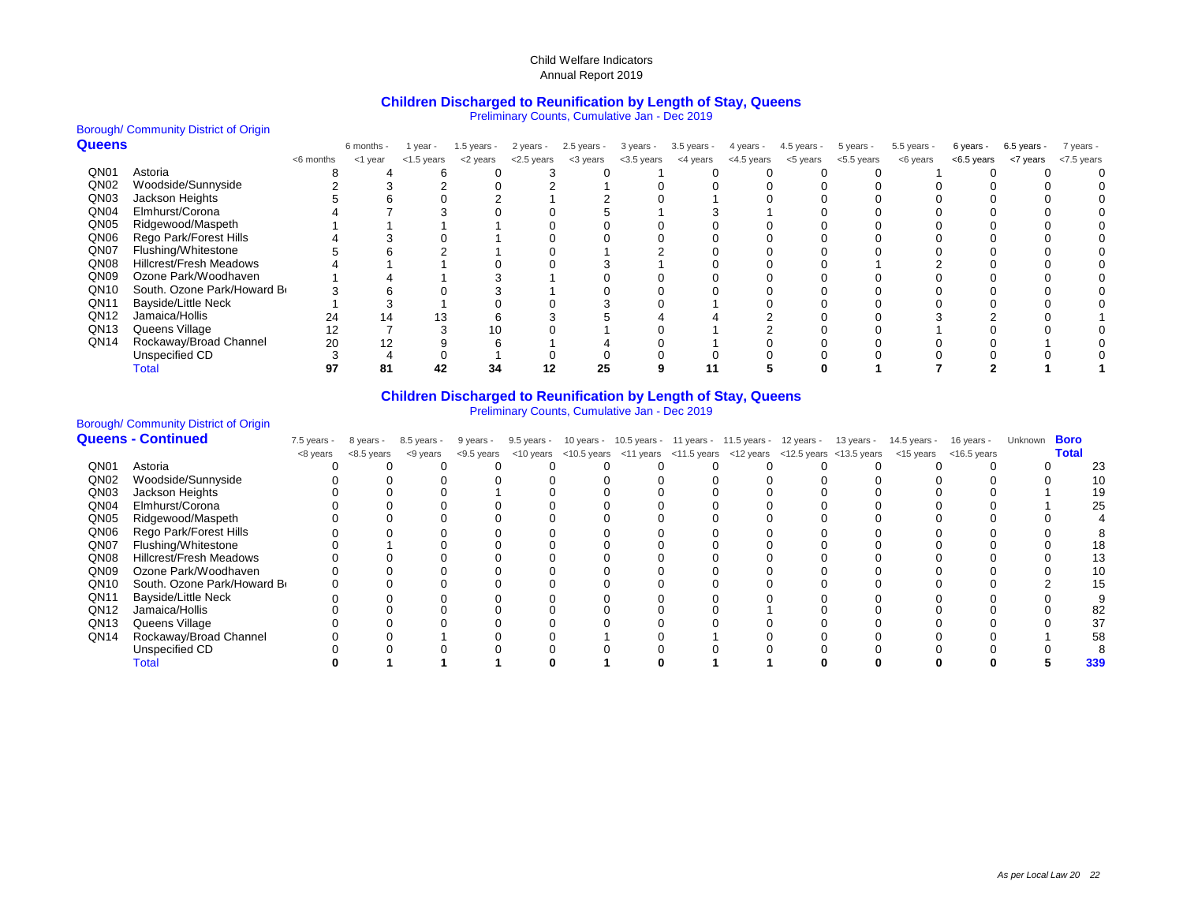Child Welfare Indicators
Annual Report 2019

## Children Discharged to Reunification by Length of Stay, Queens

Preliminary Counts, Cumulative Jan - Dec 2019

Borough/ Community District of Origin

| **Queens** | | <6 months | 6 months - <1 year | 1 year - <1.5 years | 1.5 years - <2 years | 2 years - <2.5 years | 2.5 years - <3 years | 3 years - <3.5 years | 3.5 years - <4 years | 4 years - <4.5 years | 4.5 years - <5 years | 5 years - <5.5 years | 5.5 years - <6 years | 6 years - <6.5 years | 6.5 years - <7 years | 7 years - <7.5 years |
|---|---|---|---|---|---|---|---|---|---|---|---|---|---|---|---|---|
| QN01 | Astoria | 8 | 4 | 6 | 0 | 3 | 0 | 1 | 0 | 0 | 0 | 0 | 1 | 0 | 0 | 0 |
| QN02 | Woodside/Sunnyside | 2 | 3 | 2 | 0 | 2 | 1 | 0 | 0 | 0 | 0 | 0 | 0 | 0 | 0 | 0 |
| QN03 | Jackson Heights | 5 | 6 | 0 | 2 | 1 | 2 | 0 | 1 | 0 | 0 | 0 | 0 | 0 | 0 | 0 |
| QN04 | Elmhurst/Corona | 4 | 7 | 3 | 0 | 0 | 5 | 1 | 3 | 1 | 0 | 0 | 0 | 0 | 0 | 0 |
| QN05 | Ridgewood/Maspeth | 1 | 1 | 1 | 1 | 0 | 0 | 0 | 0 | 0 | 0 | 0 | 0 | 0 | 0 | 0 |
| QN06 | Rego Park/Forest Hills | 4 | 3 | 0 | 1 | 0 | 0 | 0 | 0 | 0 | 0 | 0 | 0 | 0 | 0 | 0 |
| QN07 | Flushing/Whitestone | 5 | 6 | 2 | 1 | 0 | 1 | 2 | 0 | 0 | 0 | 0 | 0 | 0 | 0 | 0 |
| QN08 | Hillcrest/Fresh Meadows | 4 | 1 | 1 | 0 | 0 | 3 | 1 | 0 | 0 | 0 | 1 | 2 | 0 | 0 | 0 |
| QN09 | Ozone Park/Woodhaven | 1 | 4 | 1 | 3 | 1 | 0 | 0 | 0 | 0 | 0 | 0 | 0 | 0 | 0 | 0 |
| QN10 | South. Ozone Park/Howard B | 3 | 6 | 0 | 3 | 1 | 0 | 0 | 0 | 0 | 0 | 0 | 0 | 0 | 0 | 0 |
| QN11 | Bayside/Little Neck | 1 | 3 | 1 | 0 | 0 | 3 | 0 | 1 | 0 | 0 | 0 | 0 | 0 | 0 | 0 |
| QN12 | Jamaica/Hollis | 24 | 14 | 13 | 6 | 3 | 5 | 4 | 4 | 2 | 0 | 0 | 3 | 2 | 0 | 1 |
| QN13 | Queens Village | 12 | 7 | 3 | 10 | 0 | 1 | 0 | 1 | 2 | 0 | 0 | 1 | 0 | 0 | 0 |
| QN14 | Rockaway/Broad Channel | 20 | 12 | 9 | 6 | 1 | 4 | 0 | 1 | 0 | 0 | 0 | 0 | 0 | 1 | 0 |
| | Unspecified CD | 3 | 4 | 0 | 1 | 0 | 0 | 0 | 0 | 0 | 0 | 0 | 0 | 0 | 0 | 0 |
| | Total | **97** | **81** | **42** | **34** | **12** | **25** | **9** | **11** | **5** | **0** | **1** | **7** | **2** | **1** | **1** |

## Children Discharged to Reunification by Length of Stay, Queens

Preliminary Counts, Cumulative Jan - Dec 2019

Borough/ Community District of Origin

| **Queens - Continued** | | 7.5 years - <8 years | 8 years - <8.5 years | 8.5 years - <9 years | 9 years - <9.5 years | 9.5 years - <10 years | 10 years - <10.5 years | 10.5 years - <11 years | 11 years - <11.5 years | 11.5 years - <12 years | 12 years - <12.5 years | 13 years - <13.5 years | 14.5 years - <15 years | 16 years - <16.5 years | Unknown | **Boro Total** |
|---|---|---|---|---|---|---|---|---|---|---|---|---|---|---|---|---|
| QN01 | Astoria | 0 | 0 | 0 | 0 | 0 | 0 | 0 | 0 | 0 | 0 | 0 | 0 | 0 | 0 | 23 |
| QN02 | Woodside/Sunnyside | 0 | 0 | 0 | 0 | 0 | 0 | 0 | 0 | 0 | 0 | 0 | 0 | 0 | 0 | 10 |
| QN03 | Jackson Heights | 0 | 0 | 0 | 1 | 0 | 0 | 0 | 0 | 0 | 0 | 0 | 0 | 0 | 1 | 19 |
| QN04 | Elmhurst/Corona | 0 | 0 | 0 | 0 | 0 | 0 | 0 | 0 | 0 | 0 | 0 | 0 | 0 | 1 | 25 |
| QN05 | Ridgewood/Maspeth | 0 | 0 | 0 | 0 | 0 | 0 | 0 | 0 | 0 | 0 | 0 | 0 | 0 | 0 | 4 |
| QN06 | Rego Park/Forest Hills | 0 | 0 | 0 | 0 | 0 | 0 | 0 | 0 | 0 | 0 | 0 | 0 | 0 | 0 | 8 |
| QN07 | Flushing/Whitestone | 0 | 1 | 0 | 0 | 0 | 0 | 0 | 0 | 0 | 0 | 0 | 0 | 0 | 0 | 18 |
| QN08 | Hillcrest/Fresh Meadows | 0 | 0 | 0 | 0 | 0 | 0 | 0 | 0 | 0 | 0 | 0 | 0 | 0 | 0 | 13 |
| QN09 | Ozone Park/Woodhaven | 0 | 0 | 0 | 0 | 0 | 0 | 0 | 0 | 0 | 0 | 0 | 0 | 0 | 0 | 10 |
| QN10 | South. Ozone Park/Howard B | 0 | 0 | 0 | 0 | 0 | 0 | 0 | 0 | 0 | 0 | 0 | 0 | 0 | 2 | 15 |
| QN11 | Bayside/Little Neck | 0 | 0 | 0 | 0 | 0 | 0 | 0 | 0 | 0 | 0 | 0 | 0 | 0 | 0 | 9 |
| QN12 | Jamaica/Hollis | 0 | 0 | 0 | 0 | 0 | 0 | 0 | 0 | 1 | 0 | 0 | 0 | 0 | 0 | 82 |
| QN13 | Queens Village | 0 | 0 | 0 | 0 | 0 | 0 | 0 | 0 | 0 | 0 | 0 | 0 | 0 | 0 | 37 |
| QN14 | Rockaway/Broad Channel | 0 | 0 | 1 | 0 | 0 | 1 | 0 | 1 | 0 | 0 | 0 | 0 | 0 | 1 | 58 |
| | Unspecified CD | 0 | 0 | 0 | 0 | 0 | 0 | 0 | 0 | 0 | 0 | 0 | 0 | 0 | 0 | 8 |
| | Total | **0** | **1** | **1** | **1** | **0** | **1** | **0** | **1** | **1** | **0** | **0** | **0** | **0** | **5** | **339** |

*As per Local Law 20*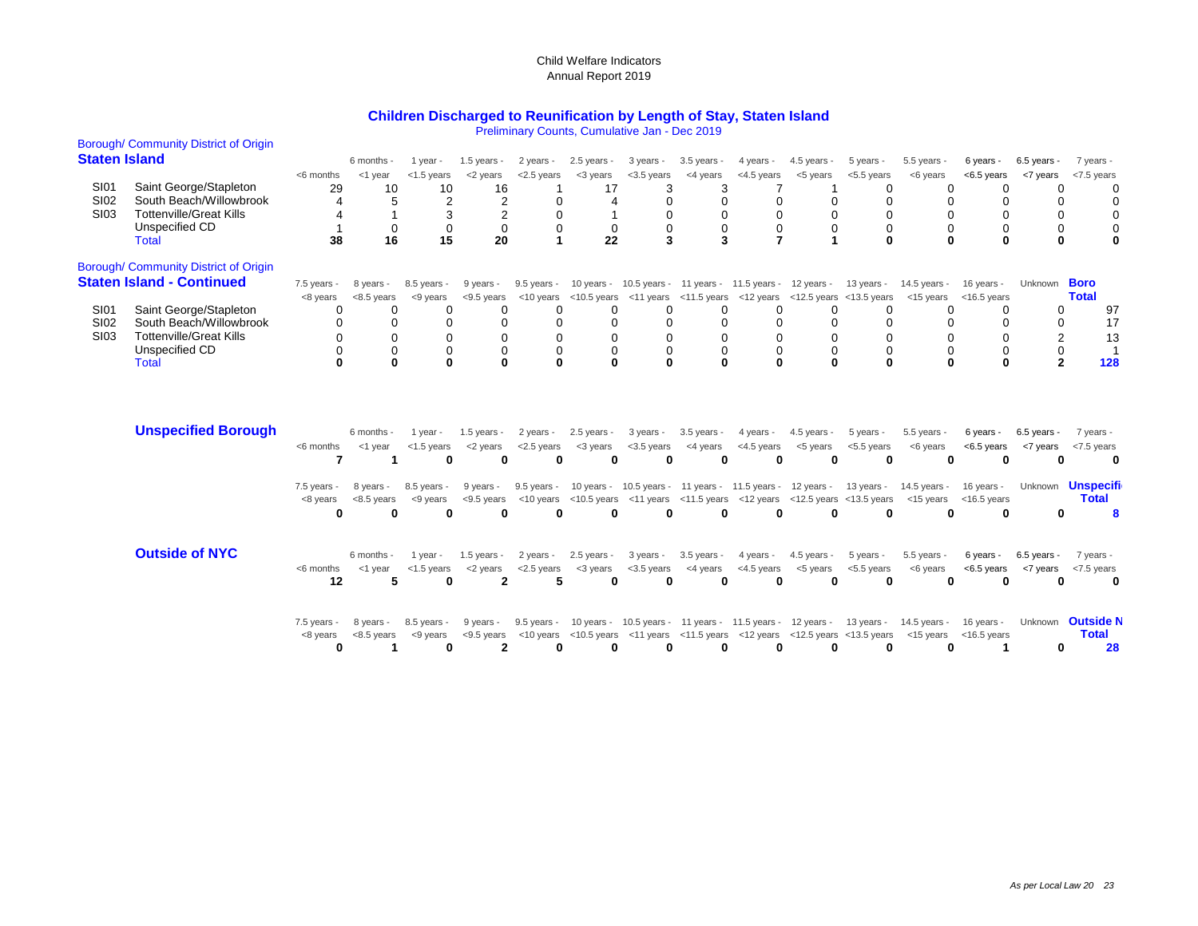Child Welfare Indicators
Annual Report 2019

## Children Discharged to Reunification by Length of Stay, Staten Island

Preliminary Counts, Cumulative Jan - Dec 2019

Borough/ Community District of Origin

**Staten Island**

| | | <6 months | 6 months - <1 year | 1 year - <1.5 years | 1.5 years - <2 years | 2 years - <2.5 years | 2.5 years - <3 years | 3 years - <3.5 years | 3.5 years - <4 years | 4 years - <4.5 years | 4.5 years - <5 years | 5 years - <5.5 years | 5.5 years - <6 years | 6 years - <6.5 years | 6.5 years - <7 years | 7 years - <7.5 years |
|---|---|---|---|---|---|---|---|---|---|---|---|---|---|---|---|---|
| SI01 | Saint George/Stapleton | 29 | 10 | 10 | 16 | 1 | 17 | 3 | 3 | 7 | 1 | 0 | 0 | 0 | 0 | 0 |
| SI02 | South Beach/Willowbrook | 4 | 5 | 2 | 2 | 0 | 4 | 0 | 0 | 0 | 0 | 0 | 0 | 0 | 0 | 0 |
| SI03 | Tottenville/Great Kills | 4 | 1 | 3 | 2 | 0 | 1 | 0 | 0 | 0 | 0 | 0 | 0 | 0 | 0 | 0 |
| | Unspecified CD | 1 | 0 | 0 | 0 | 0 | 0 | 0 | 0 | 0 | 0 | 0 | 0 | 0 | 0 | 0 |
| | Total | **38** | **16** | **15** | **20** | **1** | **22** | **3** | **3** | **7** | **1** | **0** | **0** | **0** | **0** | **0** |

Borough/ Community District of Origin

**Staten Island - Continued**

| | | 7.5 years - <8 years | 8 years - <8.5 years | 8.5 years - <9 years | 9 years - <9.5 years | 9.5 years - <10 years | 10 years - <10.5 years | 10.5 years - <11 years | 11 years - <11.5 years | 11.5 years - <12 years | 12 years - <12.5 years | 13 years - <13.5 years | 14.5 years - <15 years | 16 years - <16.5 years | Unknown | Boro Total |
|---|---|---|---|---|---|---|---|---|---|---|---|---|---|---|---|---|
| SI01 | Saint George/Stapleton | 0 | 0 | 0 | 0 | 0 | 0 | 0 | 0 | 0 | 0 | 0 | 0 | 0 | 0 | 97 |
| SI02 | South Beach/Willowbrook | 0 | 0 | 0 | 0 | 0 | 0 | 0 | 0 | 0 | 0 | 0 | 0 | 0 | 0 | 17 |
| SI03 | Tottenville/Great Kills | 0 | 0 | 0 | 0 | 0 | 0 | 0 | 0 | 0 | 0 | 0 | 0 | 0 | 2 | 13 |
| | Unspecified CD | 0 | 0 | 0 | 0 | 0 | 0 | 0 | 0 | 0 | 0 | 0 | 0 | 0 | 0 | 1 |
| | Total | **0** | **0** | **0** | **0** | **0** | **0** | **0** | **0** | **0** | **0** | **0** | **0** | **0** | **2** | **128** |

**Unspecified Borough**

| <6 months | 6 months - <1 year | 1 year - <1.5 years | 1.5 years - <2 years | 2 years - <2.5 years | 2.5 years - <3 years | 3 years - <3.5 years | 3.5 years - <4 years | 4 years - <4.5 years | 4.5 years - <5 years | 5 years - <5.5 years | 5.5 years - <6 years | 6 years - <6.5 years | 6.5 years - <7 years | 7 years - <7.5 years |
|---|---|---|---|---|---|---|---|---|---|---|---|---|---|---|
| **7** | **1** | **0** | **0** | **0** | **0** | **0** | **0** | **0** | **0** | **0** | **0** | **0** | **0** | **0** |

| 7.5 years - <8 years | 8 years - <8.5 years | 8.5 years - <9 years | 9 years - <9.5 years | 9.5 years - <10 years | 10 years - <10.5 years | 10.5 years - <11 years | 11 years - <11.5 years | 11.5 years - <12 years | 12 years - <12.5 years | 13 years - <13.5 years | 14.5 years - <15 years | 16 years - <16.5 years | Unknown | Unspecifi Total |
|---|---|---|---|---|---|---|---|---|---|---|---|---|---|---|
| **0** | **0** | **0** | **0** | **0** | **0** | **0** | **0** | **0** | **0** | **0** | **0** | **0** | **0** | **8** |

**Outside of NYC**

| <6 months | 6 months - <1 year | 1 year - <1.5 years | 1.5 years - <2 years | 2 years - <2.5 years | 2.5 years - <3 years | 3 years - <3.5 years | 3.5 years - <4 years | 4 years - <4.5 years | 4.5 years - <5 years | 5 years - <5.5 years | 5.5 years - <6 years | 6 years - <6.5 years | 6.5 years - <7 years | 7 years - <7.5 years |
|---|---|---|---|---|---|---|---|---|---|---|---|---|---|---|
| **12** | **5** | **0** | **2** | **5** | **0** | **0** | **0** | **0** | **0** | **0** | **0** | **0** | **0** | **0** |

| 7.5 years - <8 years | 8 years - <8.5 years | 8.5 years - <9 years | 9 years - <9.5 years | 9.5 years - <10 years | 10 years - <10.5 years | 10.5 years - <11 years | 11 years - <11.5 years | 11.5 years - <12 years | 12 years - <12.5 years | 13 years - <13.5 years | 14.5 years - <15 years | 16 years - <16.5 years | Unknown | Outside N Total |
|---|---|---|---|---|---|---|---|---|---|---|---|---|---|---|
| **0** | **1** | **0** | **2** | **0** | **0** | **0** | **0** | **0** | **0** | **0** | **0** | **1** | **0** | **28** |

*As per Local Law 20*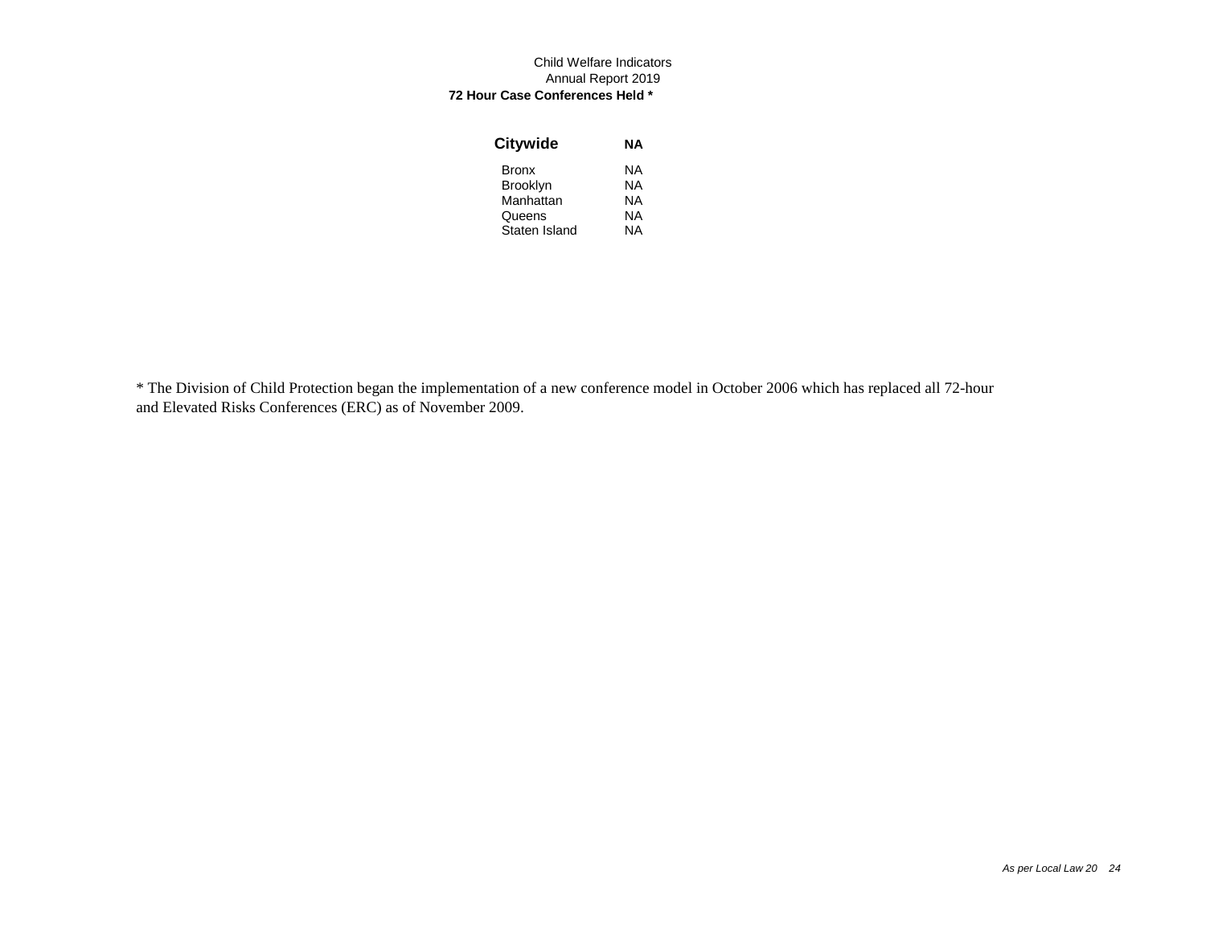Child Welfare Indicators
Annual Report 2019

**72 Hour Case Conferences Held ***

| | |
|---|---|
| **Citywide** | **NA** |
| Bronx | NA |
| Brooklyn | NA |
| Manhattan | NA |
| Queens | NA |
| Staten Island | NA |

* The Division of Child Protection began the implementation of a new conference model in October 2006 which has replaced all 72-hour and Elevated Risks Conferences (ERC) as of November 2009.

*As per Local Law 20*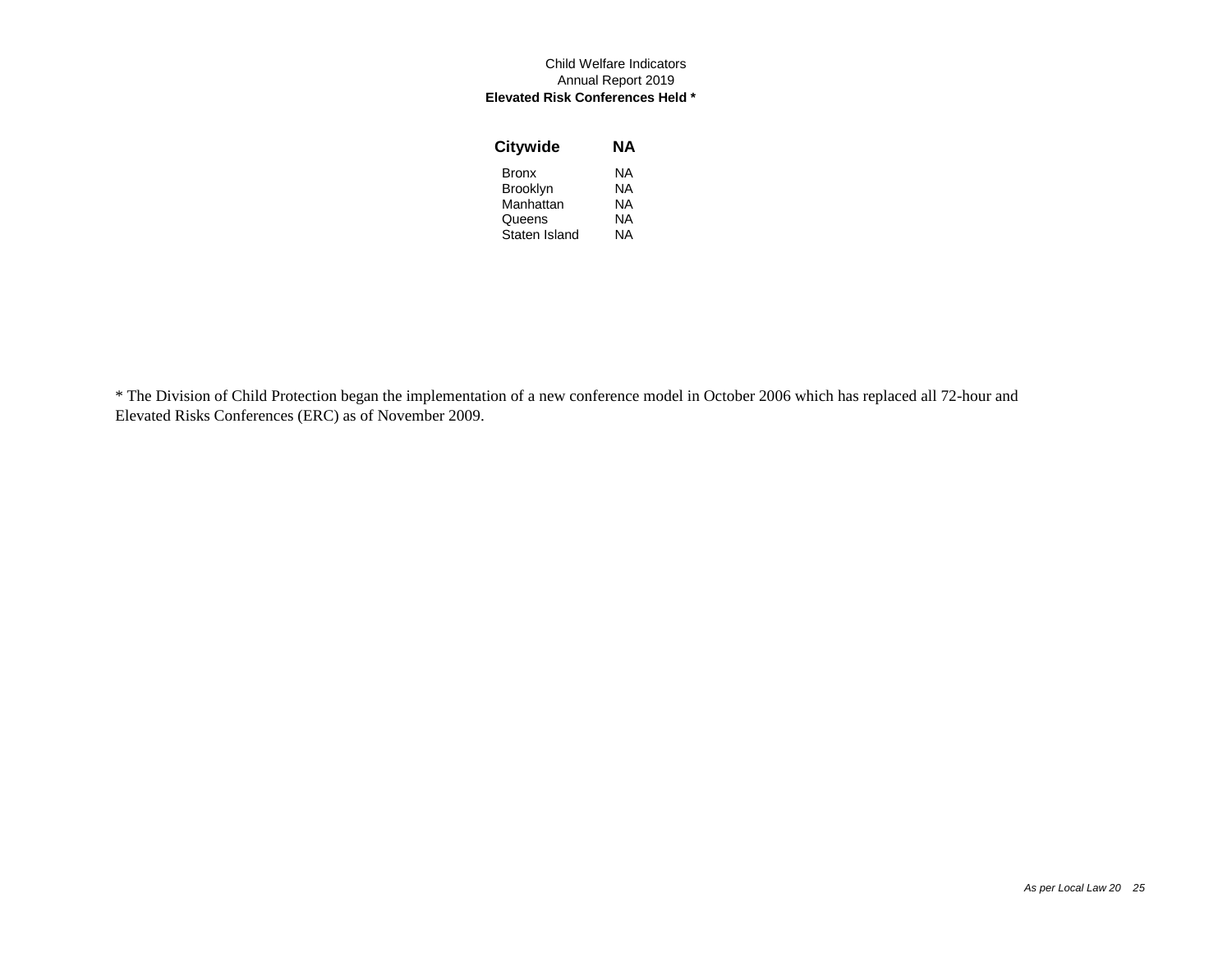Child Welfare Indicators
Annual Report 2019

**Elevated Risk Conferences Held ***

| | |
|---|---|
| **Citywide** | **NA** |
| Bronx | NA |
| Brooklyn | NA |
| Manhattan | NA |
| Queens | NA |
| Staten Island | NA |

* The Division of Child Protection began the implementation of a new conference model in October 2006 which has replaced all 72-hour and Elevated Risks Conferences (ERC) as of November 2009.